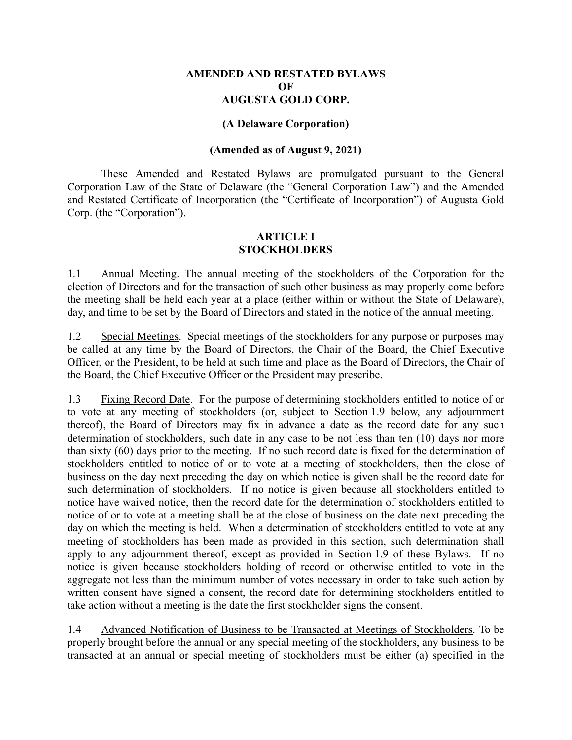# AMENDED AND RESTATED BYLAWS
# OF
# AUGUSTA GOLD CORP.

**(A Delaware Corporation)**

**(Amended as of August 9, 2021)**

These Amended and Restated Bylaws are promulgated pursuant to the General Corporation Law of the State of Delaware (the "General Corporation Law") and the Amended and Restated Certificate of Incorporation (the "Certificate of Incorporation") of Augusta Gold Corp. (the "Corporation").

## ARTICLE I
## STOCKHOLDERS

1.1 Annual Meeting. The annual meeting of the stockholders of the Corporation for the election of Directors and for the transaction of such other business as may properly come before the meeting shall be held each year at a place (either within or without the State of Delaware), day, and time to be set by the Board of Directors and stated in the notice of the annual meeting.

1.2 Special Meetings. Special meetings of the stockholders for any purpose or purposes may be called at any time by the Board of Directors, the Chair of the Board, the Chief Executive Officer, or the President, to be held at such time and place as the Board of Directors, the Chair of the Board, the Chief Executive Officer or the President may prescribe.

1.3 Fixing Record Date. For the purpose of determining stockholders entitled to notice of or to vote at any meeting of stockholders (or, subject to Section 1.9 below, any adjournment thereof), the Board of Directors may fix in advance a date as the record date for any such determination of stockholders, such date in any case to be not less than ten (10) days nor more than sixty (60) days prior to the meeting. If no such record date is fixed for the determination of stockholders entitled to notice of or to vote at a meeting of stockholders, then the close of business on the day next preceding the day on which notice is given shall be the record date for such determination of stockholders. If no notice is given because all stockholders entitled to notice have waived notice, then the record date for the determination of stockholders entitled to notice of or to vote at a meeting shall be at the close of business on the date next preceding the day on which the meeting is held. When a determination of stockholders entitled to vote at any meeting of stockholders has been made as provided in this section, such determination shall apply to any adjournment thereof, except as provided in Section 1.9 of these Bylaws. If no notice is given because stockholders holding of record or otherwise entitled to vote in the aggregate not less than the minimum number of votes necessary in order to take such action by written consent have signed a consent, the record date for determining stockholders entitled to take action without a meeting is the date the first stockholder signs the consent.

1.4 Advanced Notification of Business to be Transacted at Meetings of Stockholders. To be properly brought before the annual or any special meeting of the stockholders, any business to be transacted at an annual or special meeting of stockholders must be either (a) specified in the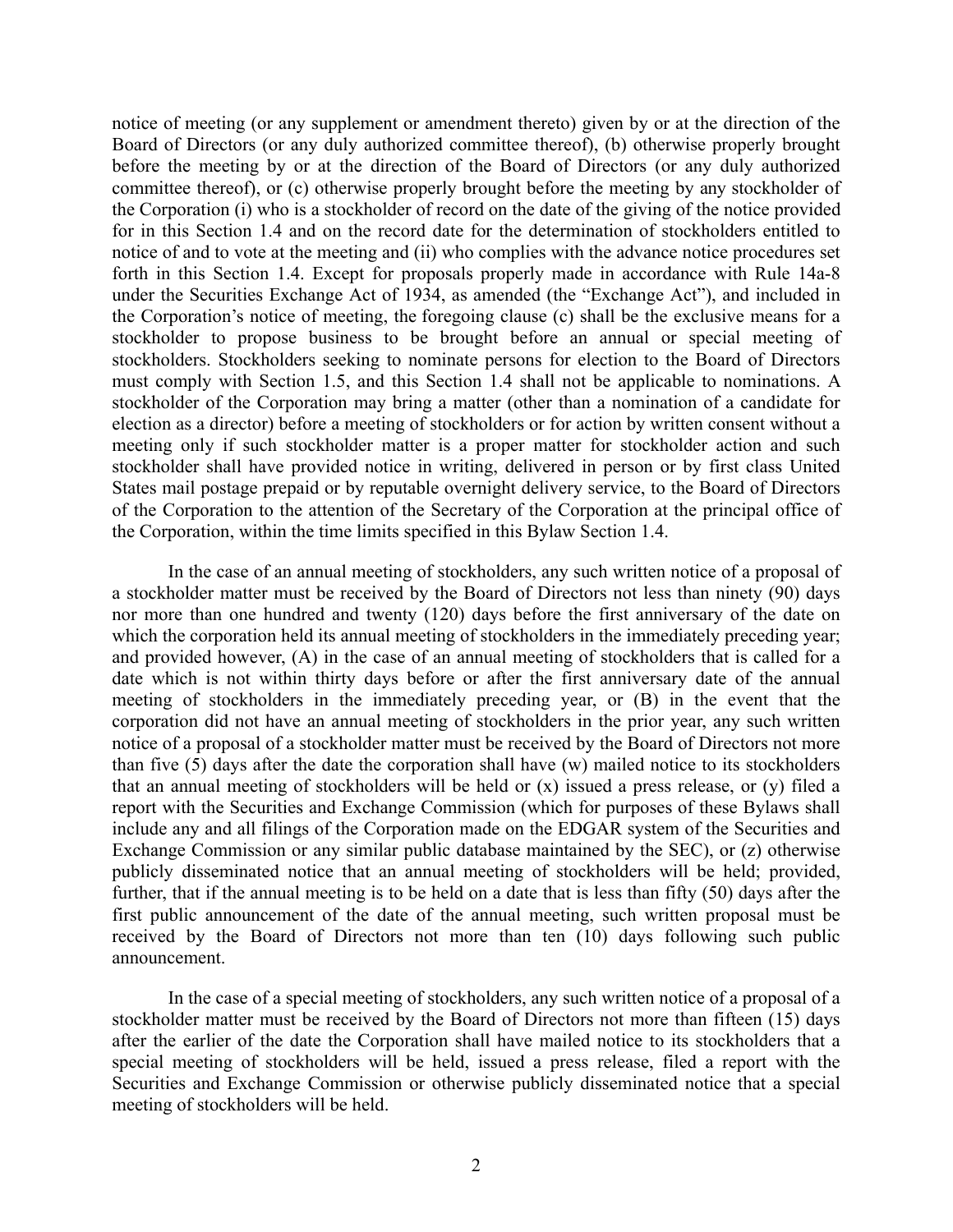notice of meeting (or any supplement or amendment thereto) given by or at the direction of the Board of Directors (or any duly authorized committee thereof), (b) otherwise properly brought before the meeting by or at the direction of the Board of Directors (or any duly authorized committee thereof), or (c) otherwise properly brought before the meeting by any stockholder of the Corporation (i) who is a stockholder of record on the date of the giving of the notice provided for in this Section 1.4 and on the record date for the determination of stockholders entitled to notice of and to vote at the meeting and (ii) who complies with the advance notice procedures set forth in this Section 1.4. Except for proposals properly made in accordance with Rule 14a-8 under the Securities Exchange Act of 1934, as amended (the "Exchange Act"), and included in the Corporation's notice of meeting, the foregoing clause (c) shall be the exclusive means for a stockholder to propose business to be brought before an annual or special meeting of stockholders. Stockholders seeking to nominate persons for election to the Board of Directors must comply with Section 1.5, and this Section 1.4 shall not be applicable to nominations. A stockholder of the Corporation may bring a matter (other than a nomination of a candidate for election as a director) before a meeting of stockholders or for action by written consent without a meeting only if such stockholder matter is a proper matter for stockholder action and such stockholder shall have provided notice in writing, delivered in person or by first class United States mail postage prepaid or by reputable overnight delivery service, to the Board of Directors of the Corporation to the attention of the Secretary of the Corporation at the principal office of the Corporation, within the time limits specified in this Bylaw Section 1.4.

In the case of an annual meeting of stockholders, any such written notice of a proposal of a stockholder matter must be received by the Board of Directors not less than ninety (90) days nor more than one hundred and twenty (120) days before the first anniversary of the date on which the corporation held its annual meeting of stockholders in the immediately preceding year; and provided however, (A) in the case of an annual meeting of stockholders that is called for a date which is not within thirty days before or after the first anniversary date of the annual meeting of stockholders in the immediately preceding year, or (B) in the event that the corporation did not have an annual meeting of stockholders in the prior year, any such written notice of a proposal of a stockholder matter must be received by the Board of Directors not more than five (5) days after the date the corporation shall have (w) mailed notice to its stockholders that an annual meeting of stockholders will be held or (x) issued a press release, or (y) filed a report with the Securities and Exchange Commission (which for purposes of these Bylaws shall include any and all filings of the Corporation made on the EDGAR system of the Securities and Exchange Commission or any similar public database maintained by the SEC), or (z) otherwise publicly disseminated notice that an annual meeting of stockholders will be held; provided, further, that if the annual meeting is to be held on a date that is less than fifty (50) days after the first public announcement of the date of the annual meeting, such written proposal must be received by the Board of Directors not more than ten (10) days following such public announcement.

In the case of a special meeting of stockholders, any such written notice of a proposal of a stockholder matter must be received by the Board of Directors not more than fifteen (15) days after the earlier of the date the Corporation shall have mailed notice to its stockholders that a special meeting of stockholders will be held, issued a press release, filed a report with the Securities and Exchange Commission or otherwise publicly disseminated notice that a special meeting of stockholders will be held.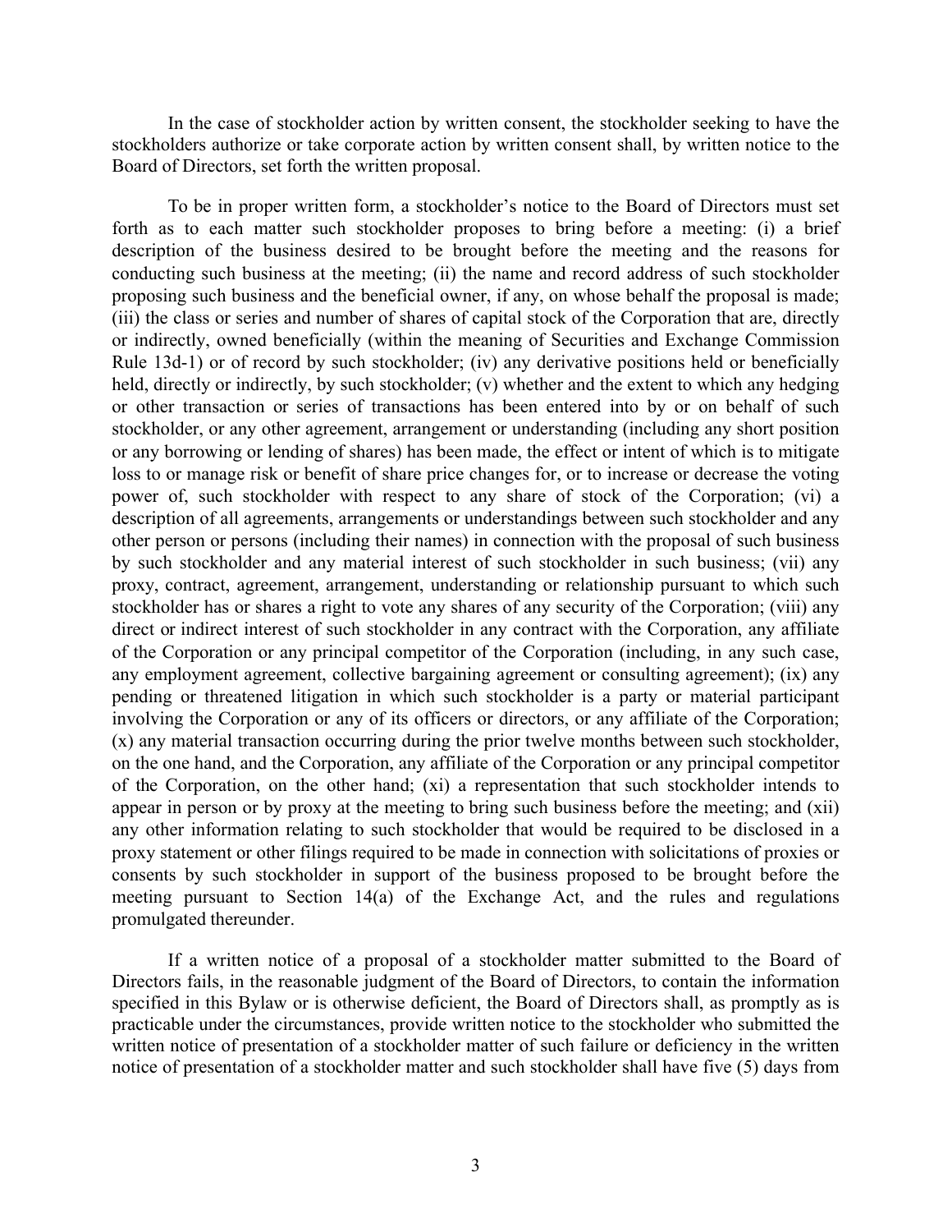In the case of stockholder action by written consent, the stockholder seeking to have the stockholders authorize or take corporate action by written consent shall, by written notice to the Board of Directors, set forth the written proposal.

To be in proper written form, a stockholder's notice to the Board of Directors must set forth as to each matter such stockholder proposes to bring before a meeting: (i) a brief description of the business desired to be brought before the meeting and the reasons for conducting such business at the meeting; (ii) the name and record address of such stockholder proposing such business and the beneficial owner, if any, on whose behalf the proposal is made; (iii) the class or series and number of shares of capital stock of the Corporation that are, directly or indirectly, owned beneficially (within the meaning of Securities and Exchange Commission Rule 13d-1) or of record by such stockholder; (iv) any derivative positions held or beneficially held, directly or indirectly, by such stockholder; (v) whether and the extent to which any hedging or other transaction or series of transactions has been entered into by or on behalf of such stockholder, or any other agreement, arrangement or understanding (including any short position or any borrowing or lending of shares) has been made, the effect or intent of which is to mitigate loss to or manage risk or benefit of share price changes for, or to increase or decrease the voting power of, such stockholder with respect to any share of stock of the Corporation; (vi) a description of all agreements, arrangements or understandings between such stockholder and any other person or persons (including their names) in connection with the proposal of such business by such stockholder and any material interest of such stockholder in such business; (vii) any proxy, contract, agreement, arrangement, understanding or relationship pursuant to which such stockholder has or shares a right to vote any shares of any security of the Corporation; (viii) any direct or indirect interest of such stockholder in any contract with the Corporation, any affiliate of the Corporation or any principal competitor of the Corporation (including, in any such case, any employment agreement, collective bargaining agreement or consulting agreement); (ix) any pending or threatened litigation in which such stockholder is a party or material participant involving the Corporation or any of its officers or directors, or any affiliate of the Corporation; (x) any material transaction occurring during the prior twelve months between such stockholder, on the one hand, and the Corporation, any affiliate of the Corporation or any principal competitor of the Corporation, on the other hand; (xi) a representation that such stockholder intends to appear in person or by proxy at the meeting to bring such business before the meeting; and (xii) any other information relating to such stockholder that would be required to be disclosed in a proxy statement or other filings required to be made in connection with solicitations of proxies or consents by such stockholder in support of the business proposed to be brought before the meeting pursuant to Section 14(a) of the Exchange Act, and the rules and regulations promulgated thereunder.

If a written notice of a proposal of a stockholder matter submitted to the Board of Directors fails, in the reasonable judgment of the Board of Directors, to contain the information specified in this Bylaw or is otherwise deficient, the Board of Directors shall, as promptly as is practicable under the circumstances, provide written notice to the stockholder who submitted the written notice of presentation of a stockholder matter of such failure or deficiency in the written notice of presentation of a stockholder matter and such stockholder shall have five (5) days from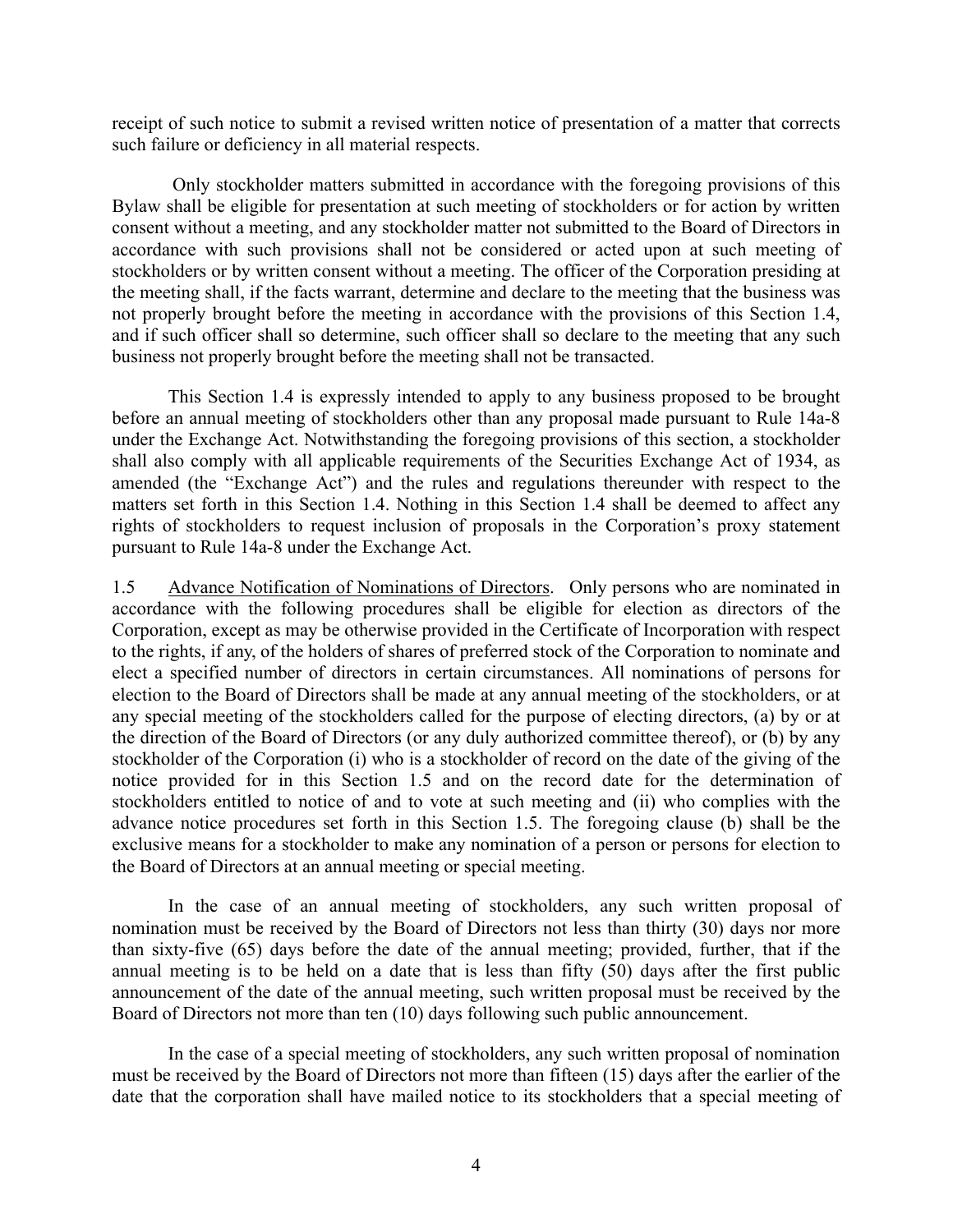receipt of such notice to submit a revised written notice of presentation of a matter that corrects such failure or deficiency in all material respects.

Only stockholder matters submitted in accordance with the foregoing provisions of this Bylaw shall be eligible for presentation at such meeting of stockholders or for action by written consent without a meeting, and any stockholder matter not submitted to the Board of Directors in accordance with such provisions shall not be considered or acted upon at such meeting of stockholders or by written consent without a meeting. The officer of the Corporation presiding at the meeting shall, if the facts warrant, determine and declare to the meeting that the business was not properly brought before the meeting in accordance with the provisions of this Section 1.4, and if such officer shall so determine, such officer shall so declare to the meeting that any such business not properly brought before the meeting shall not be transacted.

This Section 1.4 is expressly intended to apply to any business proposed to be brought before an annual meeting of stockholders other than any proposal made pursuant to Rule 14a-8 under the Exchange Act. Notwithstanding the foregoing provisions of this section, a stockholder shall also comply with all applicable requirements of the Securities Exchange Act of 1934, as amended (the "Exchange Act") and the rules and regulations thereunder with respect to the matters set forth in this Section 1.4. Nothing in this Section 1.4 shall be deemed to affect any rights of stockholders to request inclusion of proposals in the Corporation's proxy statement pursuant to Rule 14a-8 under the Exchange Act.

1.5 Advance Notification of Nominations of Directors. Only persons who are nominated in accordance with the following procedures shall be eligible for election as directors of the Corporation, except as may be otherwise provided in the Certificate of Incorporation with respect to the rights, if any, of the holders of shares of preferred stock of the Corporation to nominate and elect a specified number of directors in certain circumstances. All nominations of persons for election to the Board of Directors shall be made at any annual meeting of the stockholders, or at any special meeting of the stockholders called for the purpose of electing directors, (a) by or at the direction of the Board of Directors (or any duly authorized committee thereof), or (b) by any stockholder of the Corporation (i) who is a stockholder of record on the date of the giving of the notice provided for in this Section 1.5 and on the record date for the determination of stockholders entitled to notice of and to vote at such meeting and (ii) who complies with the advance notice procedures set forth in this Section 1.5. The foregoing clause (b) shall be the exclusive means for a stockholder to make any nomination of a person or persons for election to the Board of Directors at an annual meeting or special meeting.

In the case of an annual meeting of stockholders, any such written proposal of nomination must be received by the Board of Directors not less than thirty (30) days nor more than sixty-five (65) days before the date of the annual meeting; provided, further, that if the annual meeting is to be held on a date that is less than fifty (50) days after the first public announcement of the date of the annual meeting, such written proposal must be received by the Board of Directors not more than ten (10) days following such public announcement.

In the case of a special meeting of stockholders, any such written proposal of nomination must be received by the Board of Directors not more than fifteen (15) days after the earlier of the date that the corporation shall have mailed notice to its stockholders that a special meeting of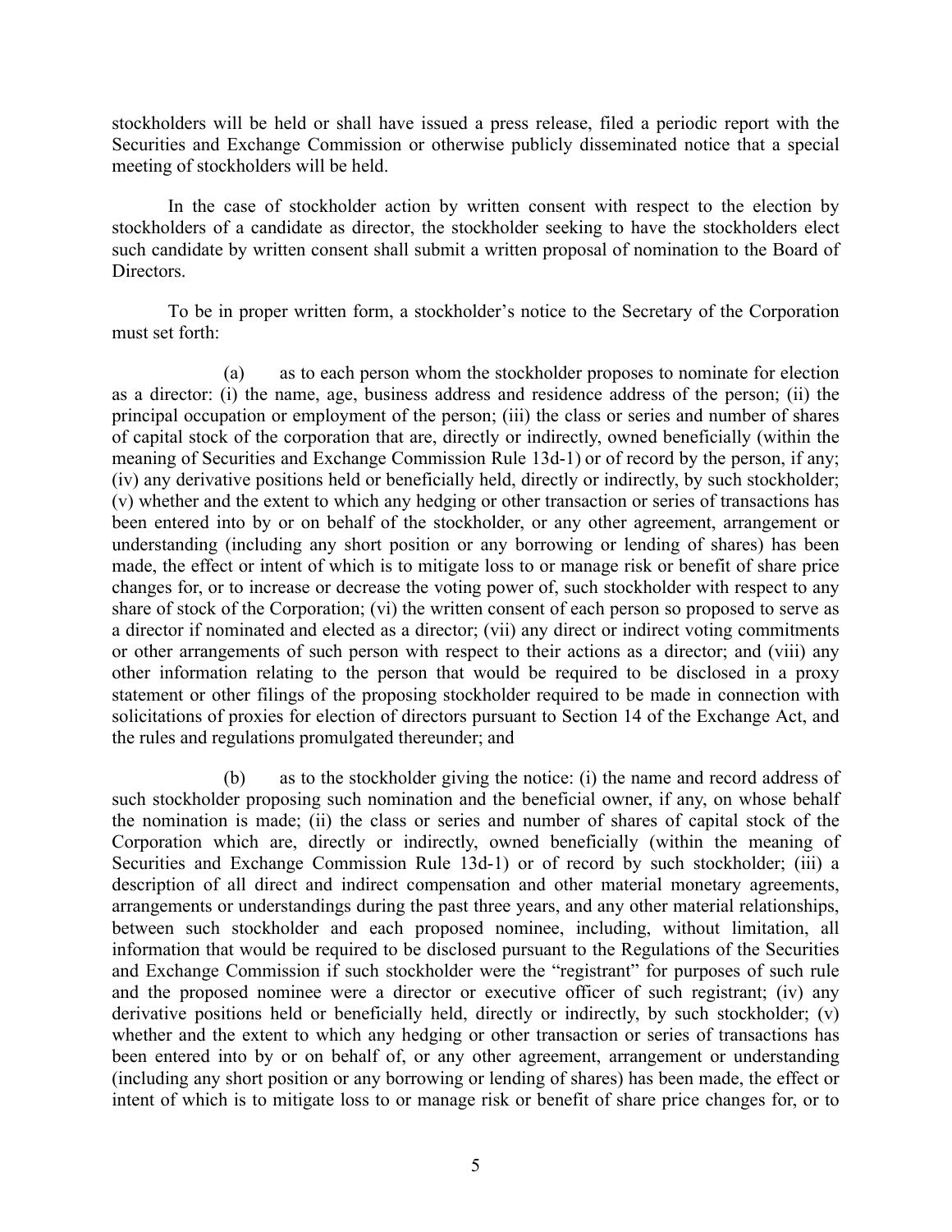stockholders will be held or shall have issued a press release, filed a periodic report with the Securities and Exchange Commission or otherwise publicly disseminated notice that a special meeting of stockholders will be held.

In the case of stockholder action by written consent with respect to the election by stockholders of a candidate as director, the stockholder seeking to have the stockholders elect such candidate by written consent shall submit a written proposal of nomination to the Board of Directors.

To be in proper written form, a stockholder's notice to the Secretary of the Corporation must set forth:

(a) as to each person whom the stockholder proposes to nominate for election as a director: (i) the name, age, business address and residence address of the person; (ii) the principal occupation or employment of the person; (iii) the class or series and number of shares of capital stock of the corporation that are, directly or indirectly, owned beneficially (within the meaning of Securities and Exchange Commission Rule 13d-1) or of record by the person, if any; (iv) any derivative positions held or beneficially held, directly or indirectly, by such stockholder; (v) whether and the extent to which any hedging or other transaction or series of transactions has been entered into by or on behalf of the stockholder, or any other agreement, arrangement or understanding (including any short position or any borrowing or lending of shares) has been made, the effect or intent of which is to mitigate loss to or manage risk or benefit of share price changes for, or to increase or decrease the voting power of, such stockholder with respect to any share of stock of the Corporation; (vi) the written consent of each person so proposed to serve as a director if nominated and elected as a director; (vii) any direct or indirect voting commitments or other arrangements of such person with respect to their actions as a director; and (viii) any other information relating to the person that would be required to be disclosed in a proxy statement or other filings of the proposing stockholder required to be made in connection with solicitations of proxies for election of directors pursuant to Section 14 of the Exchange Act, and the rules and regulations promulgated thereunder; and

(b) as to the stockholder giving the notice: (i) the name and record address of such stockholder proposing such nomination and the beneficial owner, if any, on whose behalf the nomination is made; (ii) the class or series and number of shares of capital stock of the Corporation which are, directly or indirectly, owned beneficially (within the meaning of Securities and Exchange Commission Rule 13d-1) or of record by such stockholder; (iii) a description of all direct and indirect compensation and other material monetary agreements, arrangements or understandings during the past three years, and any other material relationships, between such stockholder and each proposed nominee, including, without limitation, all information that would be required to be disclosed pursuant to the Regulations of the Securities and Exchange Commission if such stockholder were the "registrant" for purposes of such rule and the proposed nominee were a director or executive officer of such registrant; (iv) any derivative positions held or beneficially held, directly or indirectly, by such stockholder; (v) whether and the extent to which any hedging or other transaction or series of transactions has been entered into by or on behalf of, or any other agreement, arrangement or understanding (including any short position or any borrowing or lending of shares) has been made, the effect or intent of which is to mitigate loss to or manage risk or benefit of share price changes for, or to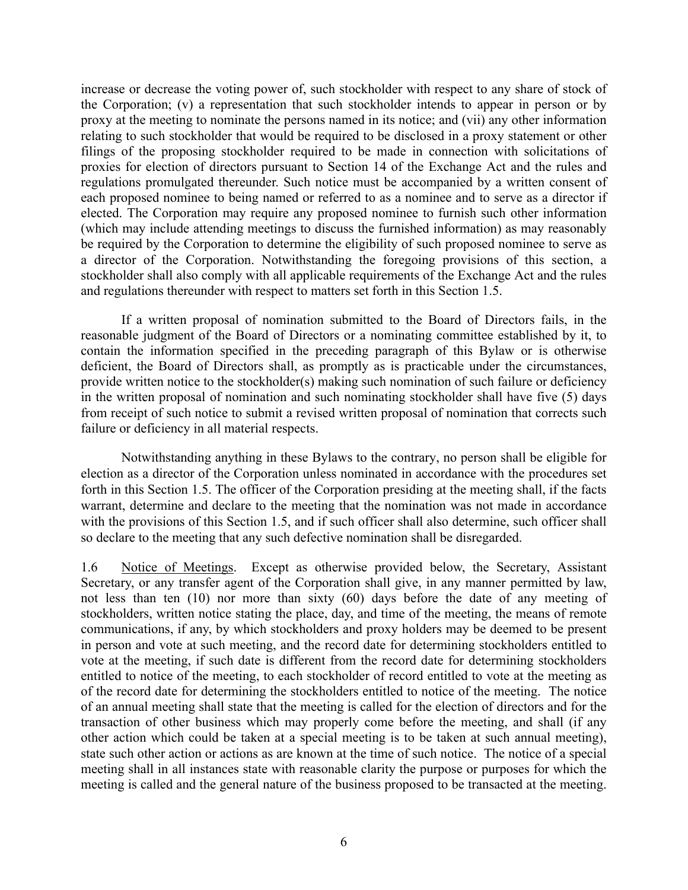increase or decrease the voting power of, such stockholder with respect to any share of stock of the Corporation; (v) a representation that such stockholder intends to appear in person or by proxy at the meeting to nominate the persons named in its notice; and (vii) any other information relating to such stockholder that would be required to be disclosed in a proxy statement or other filings of the proposing stockholder required to be made in connection with solicitations of proxies for election of directors pursuant to Section 14 of the Exchange Act and the rules and regulations promulgated thereunder. Such notice must be accompanied by a written consent of each proposed nominee to being named or referred to as a nominee and to serve as a director if elected. The Corporation may require any proposed nominee to furnish such other information (which may include attending meetings to discuss the furnished information) as may reasonably be required by the Corporation to determine the eligibility of such proposed nominee to serve as a director of the Corporation. Notwithstanding the foregoing provisions of this section, a stockholder shall also comply with all applicable requirements of the Exchange Act and the rules and regulations thereunder with respect to matters set forth in this Section 1.5.

If a written proposal of nomination submitted to the Board of Directors fails, in the reasonable judgment of the Board of Directors or a nominating committee established by it, to contain the information specified in the preceding paragraph of this Bylaw or is otherwise deficient, the Board of Directors shall, as promptly as is practicable under the circumstances, provide written notice to the stockholder(s) making such nomination of such failure or deficiency in the written proposal of nomination and such nominating stockholder shall have five (5) days from receipt of such notice to submit a revised written proposal of nomination that corrects such failure or deficiency in all material respects.

Notwithstanding anything in these Bylaws to the contrary, no person shall be eligible for election as a director of the Corporation unless nominated in accordance with the procedures set forth in this Section 1.5. The officer of the Corporation presiding at the meeting shall, if the facts warrant, determine and declare to the meeting that the nomination was not made in accordance with the provisions of this Section 1.5, and if such officer shall also determine, such officer shall so declare to the meeting that any such defective nomination shall be disregarded.

1.6 Notice of Meetings. Except as otherwise provided below, the Secretary, Assistant Secretary, or any transfer agent of the Corporation shall give, in any manner permitted by law, not less than ten (10) nor more than sixty (60) days before the date of any meeting of stockholders, written notice stating the place, day, and time of the meeting, the means of remote communications, if any, by which stockholders and proxy holders may be deemed to be present in person and vote at such meeting, and the record date for determining stockholders entitled to vote at the meeting, if such date is different from the record date for determining stockholders entitled to notice of the meeting, to each stockholder of record entitled to vote at the meeting as of the record date for determining the stockholders entitled to notice of the meeting. The notice of an annual meeting shall state that the meeting is called for the election of directors and for the transaction of other business which may properly come before the meeting, and shall (if any other action which could be taken at a special meeting is to be taken at such annual meeting), state such other action or actions as are known at the time of such notice. The notice of a special meeting shall in all instances state with reasonable clarity the purpose or purposes for which the meeting is called and the general nature of the business proposed to be transacted at the meeting.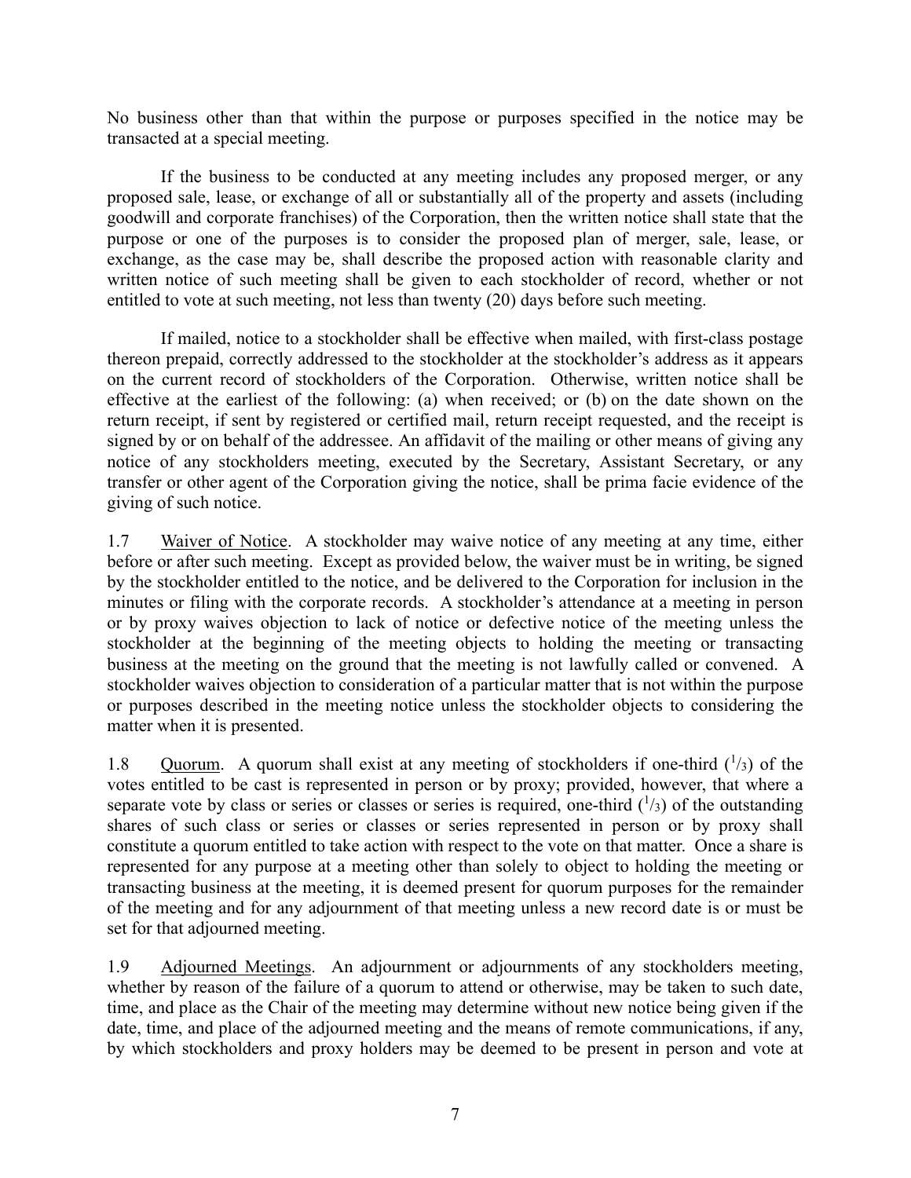No business other than that within the purpose or purposes specified in the notice may be transacted at a special meeting.

If the business to be conducted at any meeting includes any proposed merger, or any proposed sale, lease, or exchange of all or substantially all of the property and assets (including goodwill and corporate franchises) of the Corporation, then the written notice shall state that the purpose or one of the purposes is to consider the proposed plan of merger, sale, lease, or exchange, as the case may be, shall describe the proposed action with reasonable clarity and written notice of such meeting shall be given to each stockholder of record, whether or not entitled to vote at such meeting, not less than twenty (20) days before such meeting.

If mailed, notice to a stockholder shall be effective when mailed, with first-class postage thereon prepaid, correctly addressed to the stockholder at the stockholder's address as it appears on the current record of stockholders of the Corporation. Otherwise, written notice shall be effective at the earliest of the following: (a) when received; or (b) on the date shown on the return receipt, if sent by registered or certified mail, return receipt requested, and the receipt is signed by or on behalf of the addressee. An affidavit of the mailing or other means of giving any notice of any stockholders meeting, executed by the Secretary, Assistant Secretary, or any transfer or other agent of the Corporation giving the notice, shall be prima facie evidence of the giving of such notice.

1.7 Waiver of Notice. A stockholder may waive notice of any meeting at any time, either before or after such meeting. Except as provided below, the waiver must be in writing, be signed by the stockholder entitled to the notice, and be delivered to the Corporation for inclusion in the minutes or filing with the corporate records. A stockholder's attendance at a meeting in person or by proxy waives objection to lack of notice or defective notice of the meeting unless the stockholder at the beginning of the meeting objects to holding the meeting or transacting business at the meeting on the ground that the meeting is not lawfully called or convened. A stockholder waives objection to consideration of a particular matter that is not within the purpose or purposes described in the meeting notice unless the stockholder objects to considering the matter when it is presented.

1.8 Quorum. A quorum shall exist at any meeting of stockholders if one-third ($^1/_3$) of the votes entitled to be cast is represented in person or by proxy; provided, however, that where a separate vote by class or series or classes or series is required, one-third ($^1/_3$) of the outstanding shares of such class or series or classes or series represented in person or by proxy shall constitute a quorum entitled to take action with respect to the vote on that matter. Once a share is represented for any purpose at a meeting other than solely to object to holding the meeting or transacting business at the meeting, it is deemed present for quorum purposes for the remainder of the meeting and for any adjournment of that meeting unless a new record date is or must be set for that adjourned meeting.

1.9 Adjourned Meetings. An adjournment or adjournments of any stockholders meeting, whether by reason of the failure of a quorum to attend or otherwise, may be taken to such date, time, and place as the Chair of the meeting may determine without new notice being given if the date, time, and place of the adjourned meeting and the means of remote communications, if any, by which stockholders and proxy holders may be deemed to be present in person and vote at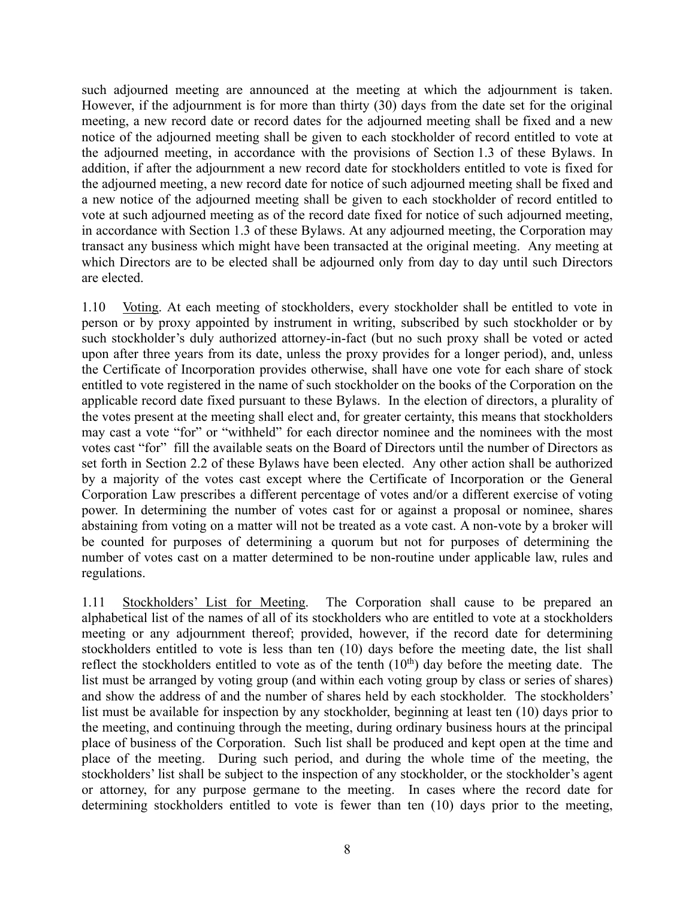such adjourned meeting are announced at the meeting at which the adjournment is taken. However, if the adjournment is for more than thirty (30) days from the date set for the original meeting, a new record date or record dates for the adjourned meeting shall be fixed and a new notice of the adjourned meeting shall be given to each stockholder of record entitled to vote at the adjourned meeting, in accordance with the provisions of Section 1.3 of these Bylaws. In addition, if after the adjournment a new record date for stockholders entitled to vote is fixed for the adjourned meeting, a new record date for notice of such adjourned meeting shall be fixed and a new notice of the adjourned meeting shall be given to each stockholder of record entitled to vote at such adjourned meeting as of the record date fixed for notice of such adjourned meeting, in accordance with Section 1.3 of these Bylaws. At any adjourned meeting, the Corporation may transact any business which might have been transacted at the original meeting. Any meeting at which Directors are to be elected shall be adjourned only from day to day until such Directors are elected.

1.10 Voting. At each meeting of stockholders, every stockholder shall be entitled to vote in person or by proxy appointed by instrument in writing, subscribed by such stockholder or by such stockholder's duly authorized attorney-in-fact (but no such proxy shall be voted or acted upon after three years from its date, unless the proxy provides for a longer period), and, unless the Certificate of Incorporation provides otherwise, shall have one vote for each share of stock entitled to vote registered in the name of such stockholder on the books of the Corporation on the applicable record date fixed pursuant to these Bylaws. In the election of directors, a plurality of the votes present at the meeting shall elect and, for greater certainty, this means that stockholders may cast a vote "for" or "withheld" for each director nominee and the nominees with the most votes cast "for" fill the available seats on the Board of Directors until the number of Directors as set forth in Section 2.2 of these Bylaws have been elected. Any other action shall be authorized by a majority of the votes cast except where the Certificate of Incorporation or the General Corporation Law prescribes a different percentage of votes and/or a different exercise of voting power. In determining the number of votes cast for or against a proposal or nominee, shares abstaining from voting on a matter will not be treated as a vote cast. A non-vote by a broker will be counted for purposes of determining a quorum but not for purposes of determining the number of votes cast on a matter determined to be non-routine under applicable law, rules and regulations.

1.11 Stockholders' List for Meeting. The Corporation shall cause to be prepared an alphabetical list of the names of all of its stockholders who are entitled to vote at a stockholders meeting or any adjournment thereof; provided, however, if the record date for determining stockholders entitled to vote is less than ten (10) days before the meeting date, the list shall reflect the stockholders entitled to vote as of the tenth (10th) day before the meeting date. The list must be arranged by voting group (and within each voting group by class or series of shares) and show the address of and the number of shares held by each stockholder. The stockholders' list must be available for inspection by any stockholder, beginning at least ten (10) days prior to the meeting, and continuing through the meeting, during ordinary business hours at the principal place of business of the Corporation. Such list shall be produced and kept open at the time and place of the meeting. During such period, and during the whole time of the meeting, the stockholders' list shall be subject to the inspection of any stockholder, or the stockholder's agent or attorney, for any purpose germane to the meeting. In cases where the record date for determining stockholders entitled to vote is fewer than ten (10) days prior to the meeting,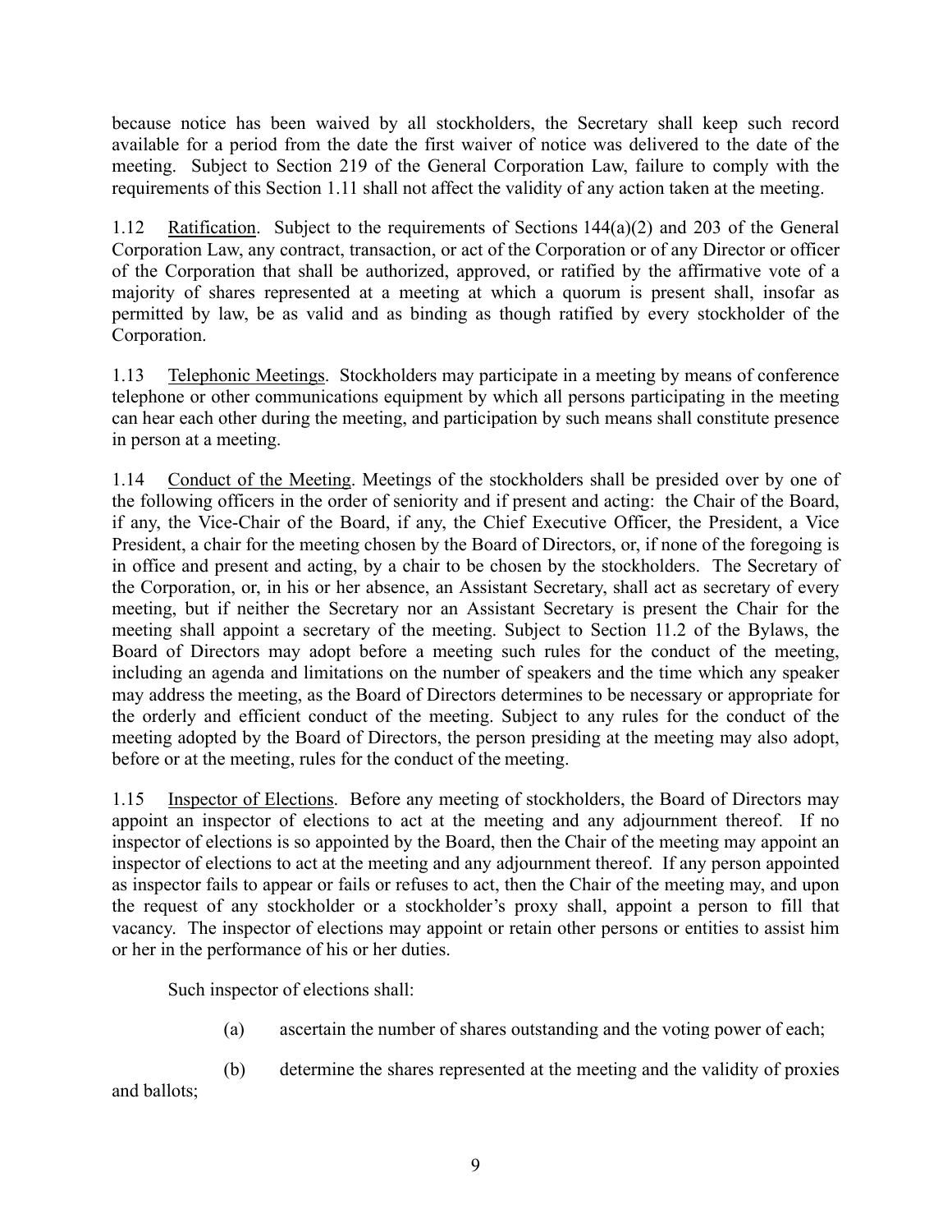because notice has been waived by all stockholders, the Secretary shall keep such record available for a period from the date the first waiver of notice was delivered to the date of the meeting. Subject to Section 219 of the General Corporation Law, failure to comply with the requirements of this Section 1.11 shall not affect the validity of any action taken at the meeting.

1.12 Ratification. Subject to the requirements of Sections 144(a)(2) and 203 of the General Corporation Law, any contract, transaction, or act of the Corporation or of any Director or officer of the Corporation that shall be authorized, approved, or ratified by the affirmative vote of a majority of shares represented at a meeting at which a quorum is present shall, insofar as permitted by law, be as valid and as binding as though ratified by every stockholder of the Corporation.

1.13 Telephonic Meetings. Stockholders may participate in a meeting by means of conference telephone or other communications equipment by which all persons participating in the meeting can hear each other during the meeting, and participation by such means shall constitute presence in person at a meeting.

1.14 Conduct of the Meeting. Meetings of the stockholders shall be presided over by one of the following officers in the order of seniority and if present and acting: the Chair of the Board, if any, the Vice-Chair of the Board, if any, the Chief Executive Officer, the President, a Vice President, a chair for the meeting chosen by the Board of Directors, or, if none of the foregoing is in office and present and acting, by a chair to be chosen by the stockholders. The Secretary of the Corporation, or, in his or her absence, an Assistant Secretary, shall act as secretary of every meeting, but if neither the Secretary nor an Assistant Secretary is present the Chair for the meeting shall appoint a secretary of the meeting. Subject to Section 11.2 of the Bylaws, the Board of Directors may adopt before a meeting such rules for the conduct of the meeting, including an agenda and limitations on the number of speakers and the time which any speaker may address the meeting, as the Board of Directors determines to be necessary or appropriate for the orderly and efficient conduct of the meeting. Subject to any rules for the conduct of the meeting adopted by the Board of Directors, the person presiding at the meeting may also adopt, before or at the meeting, rules for the conduct of the meeting.

1.15 Inspector of Elections. Before any meeting of stockholders, the Board of Directors may appoint an inspector of elections to act at the meeting and any adjournment thereof. If no inspector of elections is so appointed by the Board, then the Chair of the meeting may appoint an inspector of elections to act at the meeting and any adjournment thereof. If any person appointed as inspector fails to appear or fails or refuses to act, then the Chair of the meeting may, and upon the request of any stockholder or a stockholder's proxy shall, appoint a person to fill that vacancy. The inspector of elections may appoint or retain other persons or entities to assist him or her in the performance of his or her duties.

Such inspector of elections shall:

(a) ascertain the number of shares outstanding and the voting power of each;

(b) determine the shares represented at the meeting and the validity of proxies and ballots;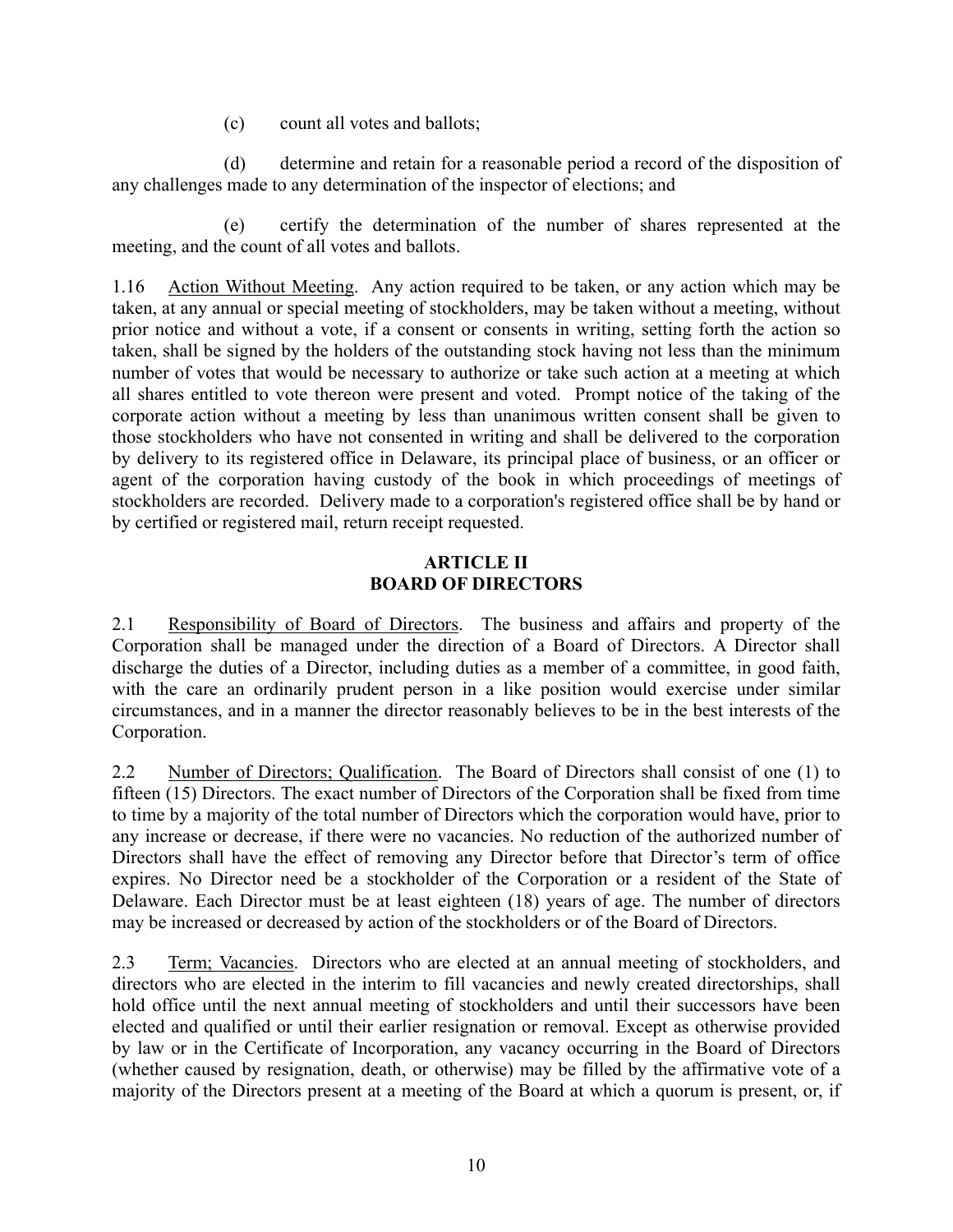(c) count all votes and ballots;

(d) determine and retain for a reasonable period a record of the disposition of any challenges made to any determination of the inspector of elections; and

(e) certify the determination of the number of shares represented at the meeting, and the count of all votes and ballots.

1.16 Action Without Meeting. Any action required to be taken, or any action which may be taken, at any annual or special meeting of stockholders, may be taken without a meeting, without prior notice and without a vote, if a consent or consents in writing, setting forth the action so taken, shall be signed by the holders of the outstanding stock having not less than the minimum number of votes that would be necessary to authorize or take such action at a meeting at which all shares entitled to vote thereon were present and voted. Prompt notice of the taking of the corporate action without a meeting by less than unanimous written consent shall be given to those stockholders who have not consented in writing and shall be delivered to the corporation by delivery to its registered office in Delaware, its principal place of business, or an officer or agent of the corporation having custody of the book in which proceedings of meetings of stockholders are recorded. Delivery made to a corporation's registered office shall be by hand or by certified or registered mail, return receipt requested.

## ARTICLE II
## BOARD OF DIRECTORS

2.1 Responsibility of Board of Directors. The business and affairs and property of the Corporation shall be managed under the direction of a Board of Directors. A Director shall discharge the duties of a Director, including duties as a member of a committee, in good faith, with the care an ordinarily prudent person in a like position would exercise under similar circumstances, and in a manner the director reasonably believes to be in the best interests of the Corporation.

2.2 Number of Directors; Qualification. The Board of Directors shall consist of one (1) to fifteen (15) Directors. The exact number of Directors of the Corporation shall be fixed from time to time by a majority of the total number of Directors which the corporation would have, prior to any increase or decrease, if there were no vacancies. No reduction of the authorized number of Directors shall have the effect of removing any Director before that Director's term of office expires. No Director need be a stockholder of the Corporation or a resident of the State of Delaware. Each Director must be at least eighteen (18) years of age. The number of directors may be increased or decreased by action of the stockholders or of the Board of Directors.

2.3 Term; Vacancies. Directors who are elected at an annual meeting of stockholders, and directors who are elected in the interim to fill vacancies and newly created directorships, shall hold office until the next annual meeting of stockholders and until their successors have been elected and qualified or until their earlier resignation or removal. Except as otherwise provided by law or in the Certificate of Incorporation, any vacancy occurring in the Board of Directors (whether caused by resignation, death, or otherwise) may be filled by the affirmative vote of a majority of the Directors present at a meeting of the Board at which a quorum is present, or, if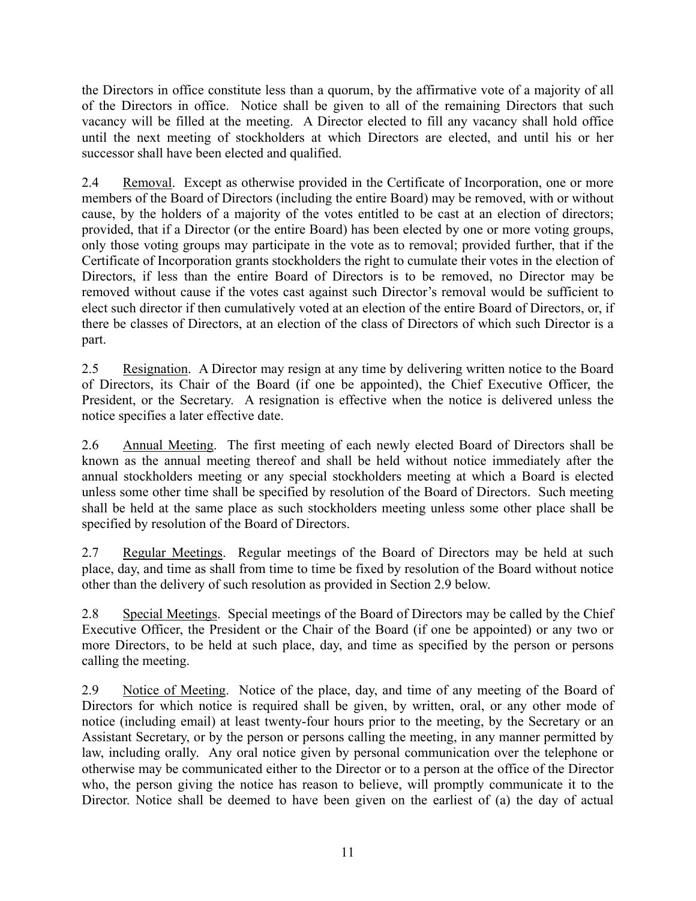the Directors in office constitute less than a quorum, by the affirmative vote of a majority of all of the Directors in office. Notice shall be given to all of the remaining Directors that such vacancy will be filled at the meeting. A Director elected to fill any vacancy shall hold office until the next meeting of stockholders at which Directors are elected, and until his or her successor shall have been elected and qualified.

2.4 Removal. Except as otherwise provided in the Certificate of Incorporation, one or more members of the Board of Directors (including the entire Board) may be removed, with or without cause, by the holders of a majority of the votes entitled to be cast at an election of directors; provided, that if a Director (or the entire Board) has been elected by one or more voting groups, only those voting groups may participate in the vote as to removal; provided further, that if the Certificate of Incorporation grants stockholders the right to cumulate their votes in the election of Directors, if less than the entire Board of Directors is to be removed, no Director may be removed without cause if the votes cast against such Director's removal would be sufficient to elect such director if then cumulatively voted at an election of the entire Board of Directors, or, if there be classes of Directors, at an election of the class of Directors of which such Director is a part.

2.5 Resignation. A Director may resign at any time by delivering written notice to the Board of Directors, its Chair of the Board (if one be appointed), the Chief Executive Officer, the President, or the Secretary. A resignation is effective when the notice is delivered unless the notice specifies a later effective date.

2.6 Annual Meeting. The first meeting of each newly elected Board of Directors shall be known as the annual meeting thereof and shall be held without notice immediately after the annual stockholders meeting or any special stockholders meeting at which a Board is elected unless some other time shall be specified by resolution of the Board of Directors. Such meeting shall be held at the same place as such stockholders meeting unless some other place shall be specified by resolution of the Board of Directors.

2.7 Regular Meetings. Regular meetings of the Board of Directors may be held at such place, day, and time as shall from time to time be fixed by resolution of the Board without notice other than the delivery of such resolution as provided in Section 2.9 below.

2.8 Special Meetings. Special meetings of the Board of Directors may be called by the Chief Executive Officer, the President or the Chair of the Board (if one be appointed) or any two or more Directors, to be held at such place, day, and time as specified by the person or persons calling the meeting.

2.9 Notice of Meeting. Notice of the place, day, and time of any meeting of the Board of Directors for which notice is required shall be given, by written, oral, or any other mode of notice (including email) at least twenty-four hours prior to the meeting, by the Secretary or an Assistant Secretary, or by the person or persons calling the meeting, in any manner permitted by law, including orally. Any oral notice given by personal communication over the telephone or otherwise may be communicated either to the Director or to a person at the office of the Director who, the person giving the notice has reason to believe, will promptly communicate it to the Director. Notice shall be deemed to have been given on the earliest of (a) the day of actual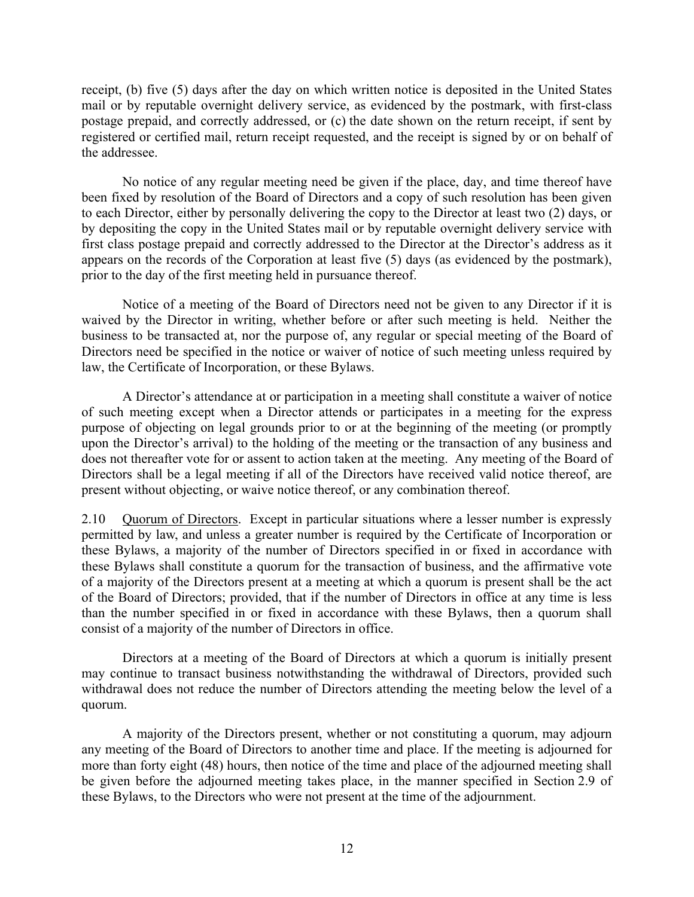receipt, (b) five (5) days after the day on which written notice is deposited in the United States mail or by reputable overnight delivery service, as evidenced by the postmark, with first-class postage prepaid, and correctly addressed, or (c) the date shown on the return receipt, if sent by registered or certified mail, return receipt requested, and the receipt is signed by or on behalf of the addressee.

No notice of any regular meeting need be given if the place, day, and time thereof have been fixed by resolution of the Board of Directors and a copy of such resolution has been given to each Director, either by personally delivering the copy to the Director at least two (2) days, or by depositing the copy in the United States mail or by reputable overnight delivery service with first class postage prepaid and correctly addressed to the Director at the Director's address as it appears on the records of the Corporation at least five (5) days (as evidenced by the postmark), prior to the day of the first meeting held in pursuance thereof.

Notice of a meeting of the Board of Directors need not be given to any Director if it is waived by the Director in writing, whether before or after such meeting is held. Neither the business to be transacted at, nor the purpose of, any regular or special meeting of the Board of Directors need be specified in the notice or waiver of notice of such meeting unless required by law, the Certificate of Incorporation, or these Bylaws.

A Director's attendance at or participation in a meeting shall constitute a waiver of notice of such meeting except when a Director attends or participates in a meeting for the express purpose of objecting on legal grounds prior to or at the beginning of the meeting (or promptly upon the Director's arrival) to the holding of the meeting or the transaction of any business and does not thereafter vote for or assent to action taken at the meeting. Any meeting of the Board of Directors shall be a legal meeting if all of the Directors have received valid notice thereof, are present without objecting, or waive notice thereof, or any combination thereof.

2.10 Quorum of Directors. Except in particular situations where a lesser number is expressly permitted by law, and unless a greater number is required by the Certificate of Incorporation or these Bylaws, a majority of the number of Directors specified in or fixed in accordance with these Bylaws shall constitute a quorum for the transaction of business, and the affirmative vote of a majority of the Directors present at a meeting at which a quorum is present shall be the act of the Board of Directors; provided, that if the number of Directors in office at any time is less than the number specified in or fixed in accordance with these Bylaws, then a quorum shall consist of a majority of the number of Directors in office.

Directors at a meeting of the Board of Directors at which a quorum is initially present may continue to transact business notwithstanding the withdrawal of Directors, provided such withdrawal does not reduce the number of Directors attending the meeting below the level of a quorum.

A majority of the Directors present, whether or not constituting a quorum, may adjourn any meeting of the Board of Directors to another time and place. If the meeting is adjourned for more than forty eight (48) hours, then notice of the time and place of the adjourned meeting shall be given before the adjourned meeting takes place, in the manner specified in Section 2.9 of these Bylaws, to the Directors who were not present at the time of the adjournment.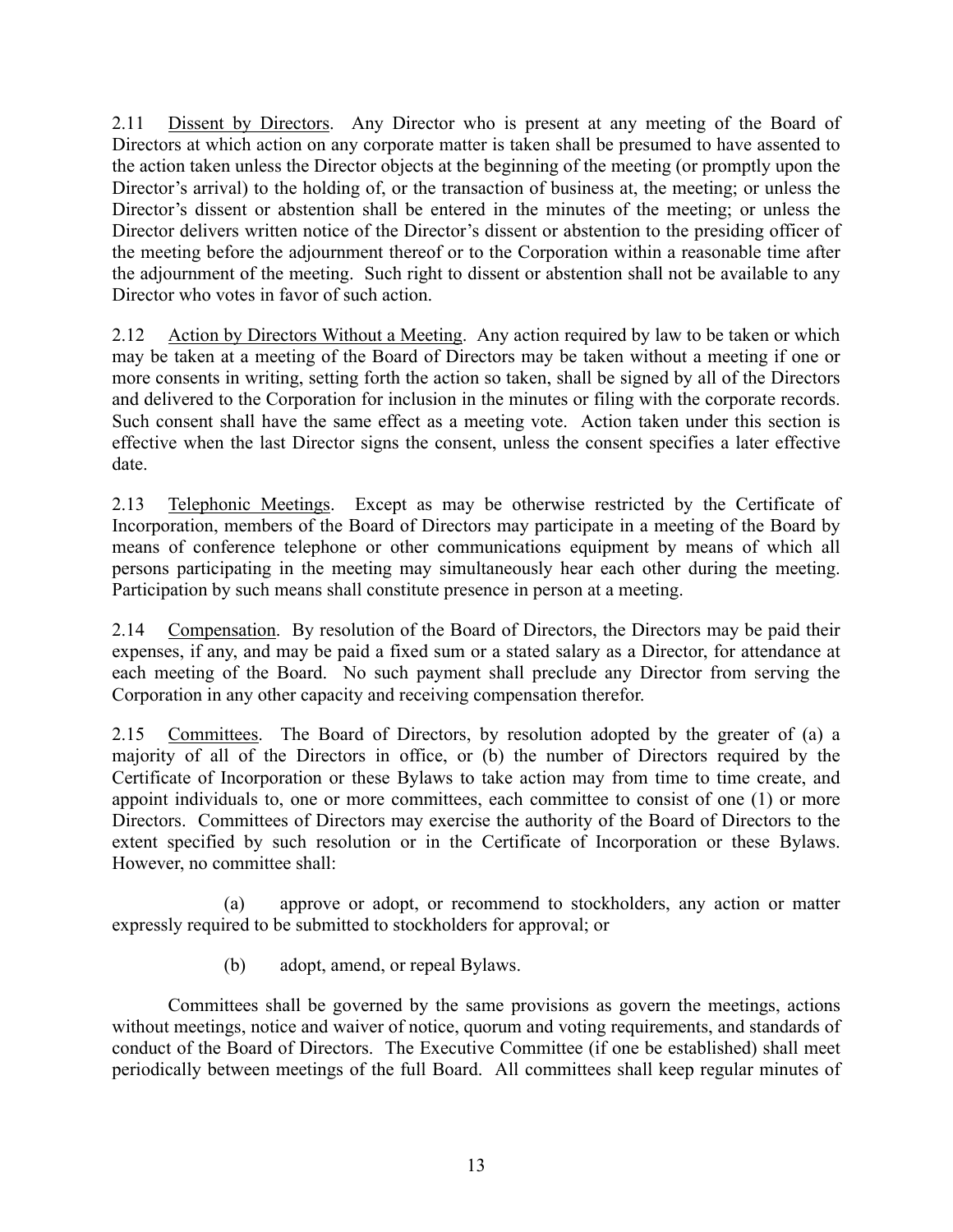2.11 Dissent by Directors. Any Director who is present at any meeting of the Board of Directors at which action on any corporate matter is taken shall be presumed to have assented to the action taken unless the Director objects at the beginning of the meeting (or promptly upon the Director's arrival) to the holding of, or the transaction of business at, the meeting; or unless the Director's dissent or abstention shall be entered in the minutes of the meeting; or unless the Director delivers written notice of the Director's dissent or abstention to the presiding officer of the meeting before the adjournment thereof or to the Corporation within a reasonable time after the adjournment of the meeting. Such right to dissent or abstention shall not be available to any Director who votes in favor of such action.

2.12 Action by Directors Without a Meeting. Any action required by law to be taken or which may be taken at a meeting of the Board of Directors may be taken without a meeting if one or more consents in writing, setting forth the action so taken, shall be signed by all of the Directors and delivered to the Corporation for inclusion in the minutes or filing with the corporate records. Such consent shall have the same effect as a meeting vote. Action taken under this section is effective when the last Director signs the consent, unless the consent specifies a later effective date.

2.13 Telephonic Meetings. Except as may be otherwise restricted by the Certificate of Incorporation, members of the Board of Directors may participate in a meeting of the Board by means of conference telephone or other communications equipment by means of which all persons participating in the meeting may simultaneously hear each other during the meeting. Participation by such means shall constitute presence in person at a meeting.

2.14 Compensation. By resolution of the Board of Directors, the Directors may be paid their expenses, if any, and may be paid a fixed sum or a stated salary as a Director, for attendance at each meeting of the Board. No such payment shall preclude any Director from serving the Corporation in any other capacity and receiving compensation therefor.

2.15 Committees. The Board of Directors, by resolution adopted by the greater of (a) a majority of all of the Directors in office, or (b) the number of Directors required by the Certificate of Incorporation or these Bylaws to take action may from time to time create, and appoint individuals to, one or more committees, each committee to consist of one (1) or more Directors. Committees of Directors may exercise the authority of the Board of Directors to the extent specified by such resolution or in the Certificate of Incorporation or these Bylaws. However, no committee shall:

(a) approve or adopt, or recommend to stockholders, any action or matter expressly required to be submitted to stockholders for approval; or

(b) adopt, amend, or repeal Bylaws.

Committees shall be governed by the same provisions as govern the meetings, actions without meetings, notice and waiver of notice, quorum and voting requirements, and standards of conduct of the Board of Directors. The Executive Committee (if one be established) shall meet periodically between meetings of the full Board. All committees shall keep regular minutes of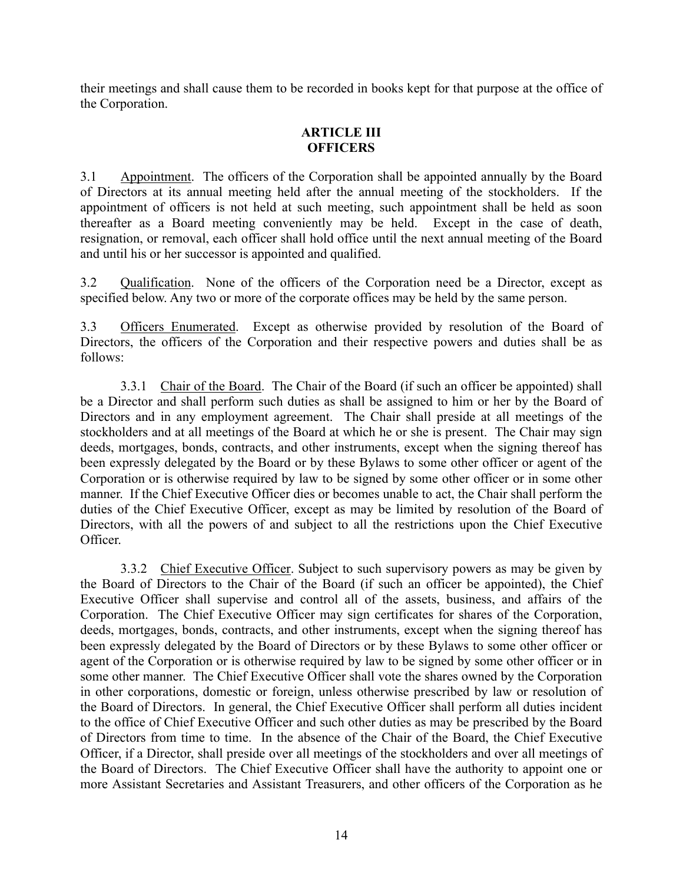their meetings and shall cause them to be recorded in books kept for that purpose at the office of the Corporation.

## ARTICLE III
## OFFICERS

3.1 Appointment. The officers of the Corporation shall be appointed annually by the Board of Directors at its annual meeting held after the annual meeting of the stockholders. If the appointment of officers is not held at such meeting, such appointment shall be held as soon thereafter as a Board meeting conveniently may be held. Except in the case of death, resignation, or removal, each officer shall hold office until the next annual meeting of the Board and until his or her successor is appointed and qualified.

3.2 Qualification. None of the officers of the Corporation need be a Director, except as specified below. Any two or more of the corporate offices may be held by the same person.

3.3 Officers Enumerated. Except as otherwise provided by resolution of the Board of Directors, the officers of the Corporation and their respective powers and duties shall be as follows:

3.3.1 Chair of the Board. The Chair of the Board (if such an officer be appointed) shall be a Director and shall perform such duties as shall be assigned to him or her by the Board of Directors and in any employment agreement. The Chair shall preside at all meetings of the stockholders and at all meetings of the Board at which he or she is present. The Chair may sign deeds, mortgages, bonds, contracts, and other instruments, except when the signing thereof has been expressly delegated by the Board or by these Bylaws to some other officer or agent of the Corporation or is otherwise required by law to be signed by some other officer or in some other manner. If the Chief Executive Officer dies or becomes unable to act, the Chair shall perform the duties of the Chief Executive Officer, except as may be limited by resolution of the Board of Directors, with all the powers of and subject to all the restrictions upon the Chief Executive Officer.

3.3.2 Chief Executive Officer. Subject to such supervisory powers as may be given by the Board of Directors to the Chair of the Board (if such an officer be appointed), the Chief Executive Officer shall supervise and control all of the assets, business, and affairs of the Corporation. The Chief Executive Officer may sign certificates for shares of the Corporation, deeds, mortgages, bonds, contracts, and other instruments, except when the signing thereof has been expressly delegated by the Board of Directors or by these Bylaws to some other officer or agent of the Corporation or is otherwise required by law to be signed by some other officer or in some other manner. The Chief Executive Officer shall vote the shares owned by the Corporation in other corporations, domestic or foreign, unless otherwise prescribed by law or resolution of the Board of Directors. In general, the Chief Executive Officer shall perform all duties incident to the office of Chief Executive Officer and such other duties as may be prescribed by the Board of Directors from time to time. In the absence of the Chair of the Board, the Chief Executive Officer, if a Director, shall preside over all meetings of the stockholders and over all meetings of the Board of Directors. The Chief Executive Officer shall have the authority to appoint one or more Assistant Secretaries and Assistant Treasurers, and other officers of the Corporation as he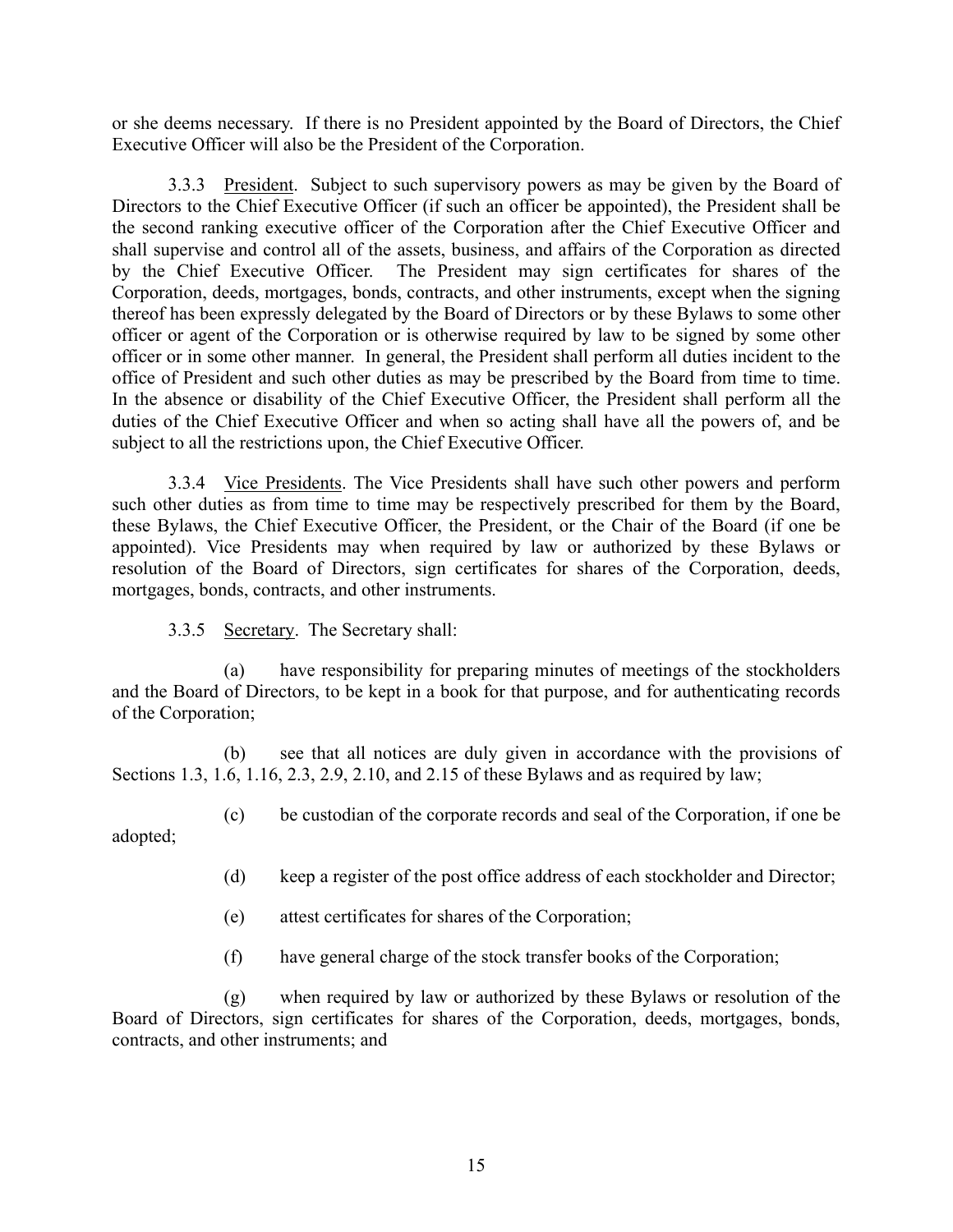or she deems necessary. If there is no President appointed by the Board of Directors, the Chief Executive Officer will also be the President of the Corporation.

3.3.3 President. Subject to such supervisory powers as may be given by the Board of Directors to the Chief Executive Officer (if such an officer be appointed), the President shall be the second ranking executive officer of the Corporation after the Chief Executive Officer and shall supervise and control all of the assets, business, and affairs of the Corporation as directed by the Chief Executive Officer. The President may sign certificates for shares of the Corporation, deeds, mortgages, bonds, contracts, and other instruments, except when the signing thereof has been expressly delegated by the Board of Directors or by these Bylaws to some other officer or agent of the Corporation or is otherwise required by law to be signed by some other officer or in some other manner. In general, the President shall perform all duties incident to the office of President and such other duties as may be prescribed by the Board from time to time. In the absence or disability of the Chief Executive Officer, the President shall perform all the duties of the Chief Executive Officer and when so acting shall have all the powers of, and be subject to all the restrictions upon, the Chief Executive Officer.

3.3.4 Vice Presidents. The Vice Presidents shall have such other powers and perform such other duties as from time to time may be respectively prescribed for them by the Board, these Bylaws, the Chief Executive Officer, the President, or the Chair of the Board (if one be appointed). Vice Presidents may when required by law or authorized by these Bylaws or resolution of the Board of Directors, sign certificates for shares of the Corporation, deeds, mortgages, bonds, contracts, and other instruments.

3.3.5 Secretary. The Secretary shall:

(a) have responsibility for preparing minutes of meetings of the stockholders and the Board of Directors, to be kept in a book for that purpose, and for authenticating records of the Corporation;

(b) see that all notices are duly given in accordance with the provisions of Sections 1.3, 1.6, 1.16, 2.3, 2.9, 2.10, and 2.15 of these Bylaws and as required by law;

(c) be custodian of the corporate records and seal of the Corporation, if one be adopted;

(d) keep a register of the post office address of each stockholder and Director;

(e) attest certificates for shares of the Corporation;

(f) have general charge of the stock transfer books of the Corporation;

(g) when required by law or authorized by these Bylaws or resolution of the Board of Directors, sign certificates for shares of the Corporation, deeds, mortgages, bonds, contracts, and other instruments; and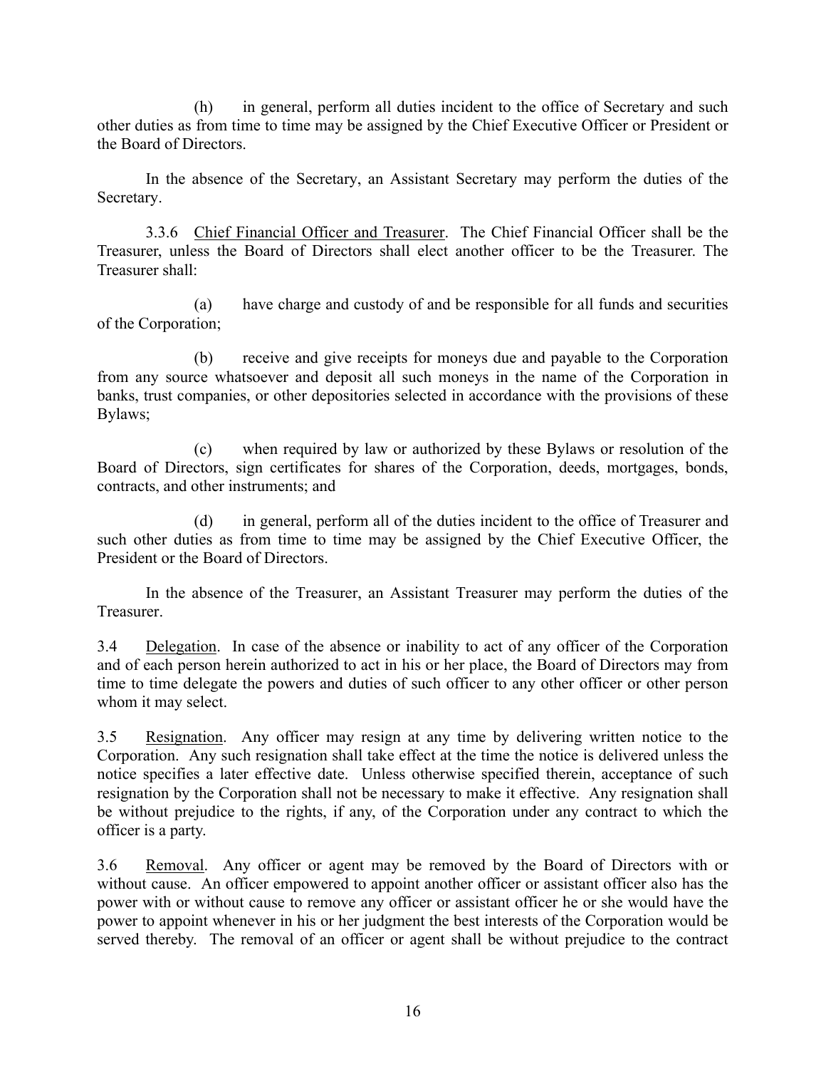(h) in general, perform all duties incident to the office of Secretary and such other duties as from time to time may be assigned by the Chief Executive Officer or President or the Board of Directors.

In the absence of the Secretary, an Assistant Secretary may perform the duties of the Secretary.

3.3.6 Chief Financial Officer and Treasurer. The Chief Financial Officer shall be the Treasurer, unless the Board of Directors shall elect another officer to be the Treasurer. The Treasurer shall:

(a) have charge and custody of and be responsible for all funds and securities of the Corporation;

(b) receive and give receipts for moneys due and payable to the Corporation from any source whatsoever and deposit all such moneys in the name of the Corporation in banks, trust companies, or other depositories selected in accordance with the provisions of these Bylaws;

(c) when required by law or authorized by these Bylaws or resolution of the Board of Directors, sign certificates for shares of the Corporation, deeds, mortgages, bonds, contracts, and other instruments; and

(d) in general, perform all of the duties incident to the office of Treasurer and such other duties as from time to time may be assigned by the Chief Executive Officer, the President or the Board of Directors.

In the absence of the Treasurer, an Assistant Treasurer may perform the duties of the Treasurer.

3.4 Delegation. In case of the absence or inability to act of any officer of the Corporation and of each person herein authorized to act in his or her place, the Board of Directors may from time to time delegate the powers and duties of such officer to any other officer or other person whom it may select.

3.5 Resignation. Any officer may resign at any time by delivering written notice to the Corporation. Any such resignation shall take effect at the time the notice is delivered unless the notice specifies a later effective date. Unless otherwise specified therein, acceptance of such resignation by the Corporation shall not be necessary to make it effective. Any resignation shall be without prejudice to the rights, if any, of the Corporation under any contract to which the officer is a party.

3.6 Removal. Any officer or agent may be removed by the Board of Directors with or without cause. An officer empowered to appoint another officer or assistant officer also has the power with or without cause to remove any officer or assistant officer he or she would have the power to appoint whenever in his or her judgment the best interests of the Corporation would be served thereby. The removal of an officer or agent shall be without prejudice to the contract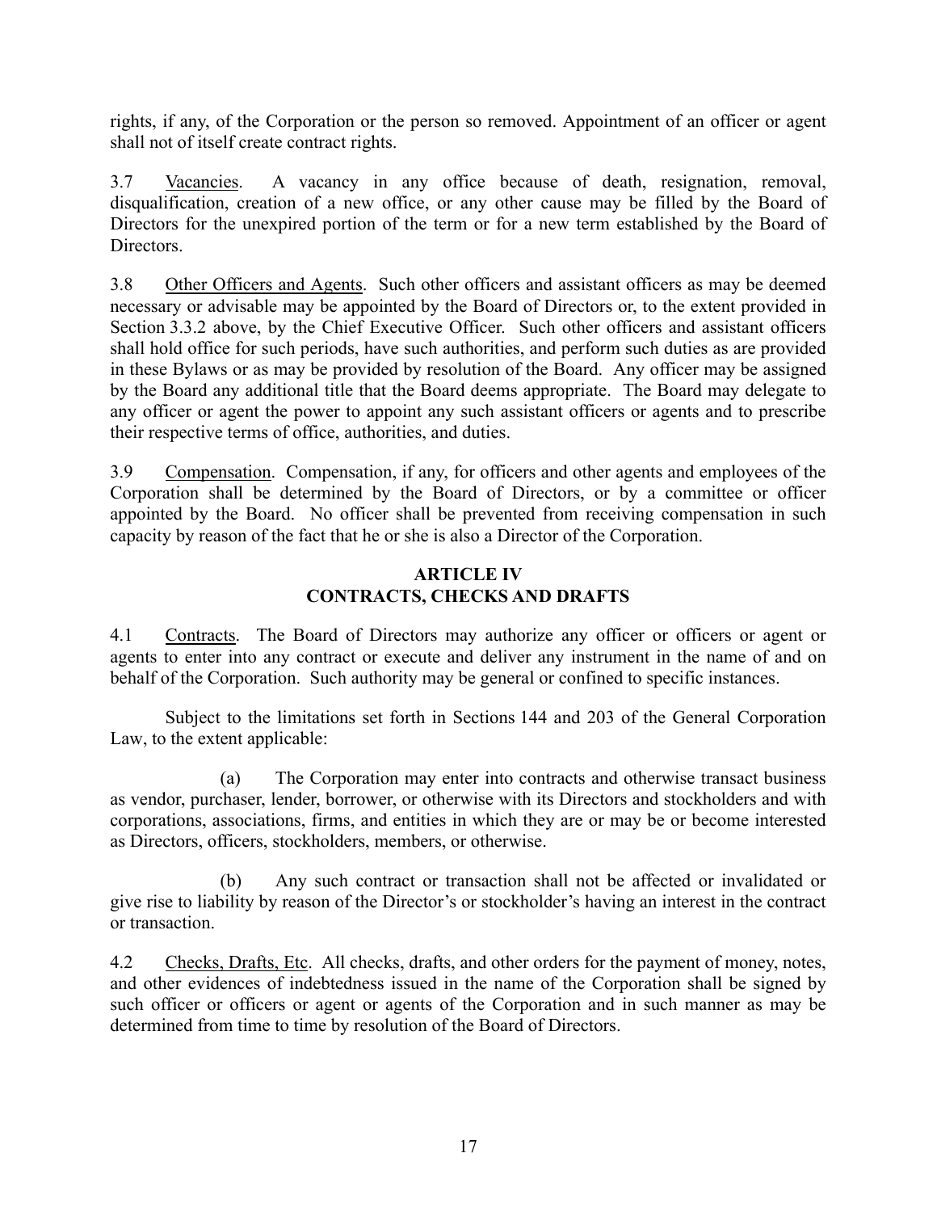rights, if any, of the Corporation or the person so removed. Appointment of an officer or agent shall not of itself create contract rights.

3.7 Vacancies. A vacancy in any office because of death, resignation, removal, disqualification, creation of a new office, or any other cause may be filled by the Board of Directors for the unexpired portion of the term or for a new term established by the Board of Directors.

3.8 Other Officers and Agents. Such other officers and assistant officers as may be deemed necessary or advisable may be appointed by the Board of Directors or, to the extent provided in Section 3.3.2 above, by the Chief Executive Officer. Such other officers and assistant officers shall hold office for such periods, have such authorities, and perform such duties as are provided in these Bylaws or as may be provided by resolution of the Board. Any officer may be assigned by the Board any additional title that the Board deems appropriate. The Board may delegate to any officer or agent the power to appoint any such assistant officers or agents and to prescribe their respective terms of office, authorities, and duties.

3.9 Compensation. Compensation, if any, for officers and other agents and employees of the Corporation shall be determined by the Board of Directors, or by a committee or officer appointed by the Board. No officer shall be prevented from receiving compensation in such capacity by reason of the fact that he or she is also a Director of the Corporation.

## ARTICLE IV
## CONTRACTS, CHECKS AND DRAFTS

4.1 Contracts. The Board of Directors may authorize any officer or officers or agent or agents to enter into any contract or execute and deliver any instrument in the name of and on behalf of the Corporation. Such authority may be general or confined to specific instances.

Subject to the limitations set forth in Sections 144 and 203 of the General Corporation Law, to the extent applicable:

(a) The Corporation may enter into contracts and otherwise transact business as vendor, purchaser, lender, borrower, or otherwise with its Directors and stockholders and with corporations, associations, firms, and entities in which they are or may be or become interested as Directors, officers, stockholders, members, or otherwise.

(b) Any such contract or transaction shall not be affected or invalidated or give rise to liability by reason of the Director's or stockholder's having an interest in the contract or transaction.

4.2 Checks, Drafts, Etc. All checks, drafts, and other orders for the payment of money, notes, and other evidences of indebtedness issued in the name of the Corporation shall be signed by such officer or officers or agent or agents of the Corporation and in such manner as may be determined from time to time by resolution of the Board of Directors.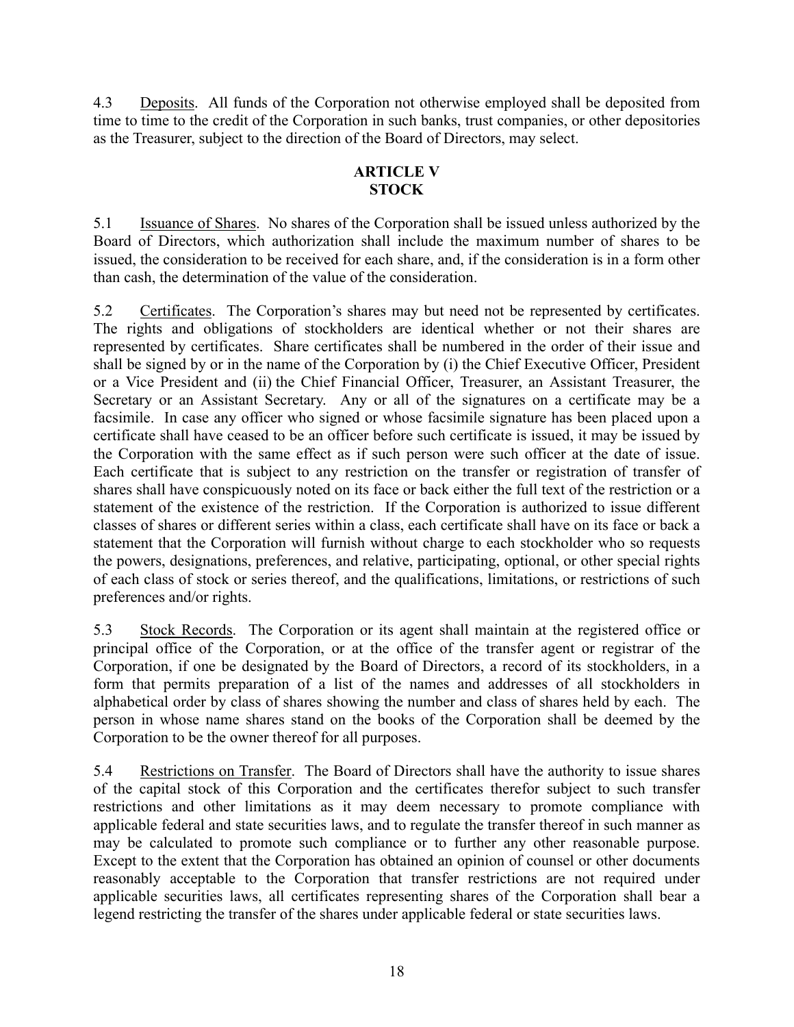4.3 Deposits. All funds of the Corporation not otherwise employed shall be deposited from time to time to the credit of the Corporation in such banks, trust companies, or other depositories as the Treasurer, subject to the direction of the Board of Directors, may select.

## ARTICLE V
## STOCK

5.1 Issuance of Shares. No shares of the Corporation shall be issued unless authorized by the Board of Directors, which authorization shall include the maximum number of shares to be issued, the consideration to be received for each share, and, if the consideration is in a form other than cash, the determination of the value of the consideration.

5.2 Certificates. The Corporation's shares may but need not be represented by certificates. The rights and obligations of stockholders are identical whether or not their shares are represented by certificates. Share certificates shall be numbered in the order of their issue and shall be signed by or in the name of the Corporation by (i) the Chief Executive Officer, President or a Vice President and (ii) the Chief Financial Officer, Treasurer, an Assistant Treasurer, the Secretary or an Assistant Secretary. Any or all of the signatures on a certificate may be a facsimile. In case any officer who signed or whose facsimile signature has been placed upon a certificate shall have ceased to be an officer before such certificate is issued, it may be issued by the Corporation with the same effect as if such person were such officer at the date of issue. Each certificate that is subject to any restriction on the transfer or registration of transfer of shares shall have conspicuously noted on its face or back either the full text of the restriction or a statement of the existence of the restriction. If the Corporation is authorized to issue different classes of shares or different series within a class, each certificate shall have on its face or back a statement that the Corporation will furnish without charge to each stockholder who so requests the powers, designations, preferences, and relative, participating, optional, or other special rights of each class of stock or series thereof, and the qualifications, limitations, or restrictions of such preferences and/or rights.

5.3 Stock Records. The Corporation or its agent shall maintain at the registered office or principal office of the Corporation, or at the office of the transfer agent or registrar of the Corporation, if one be designated by the Board of Directors, a record of its stockholders, in a form that permits preparation of a list of the names and addresses of all stockholders in alphabetical order by class of shares showing the number and class of shares held by each. The person in whose name shares stand on the books of the Corporation shall be deemed by the Corporation to be the owner thereof for all purposes.

5.4 Restrictions on Transfer. The Board of Directors shall have the authority to issue shares of the capital stock of this Corporation and the certificates therefor subject to such transfer restrictions and other limitations as it may deem necessary to promote compliance with applicable federal and state securities laws, and to regulate the transfer thereof in such manner as may be calculated to promote such compliance or to further any other reasonable purpose. Except to the extent that the Corporation has obtained an opinion of counsel or other documents reasonably acceptable to the Corporation that transfer restrictions are not required under applicable securities laws, all certificates representing shares of the Corporation shall bear a legend restricting the transfer of the shares under applicable federal or state securities laws.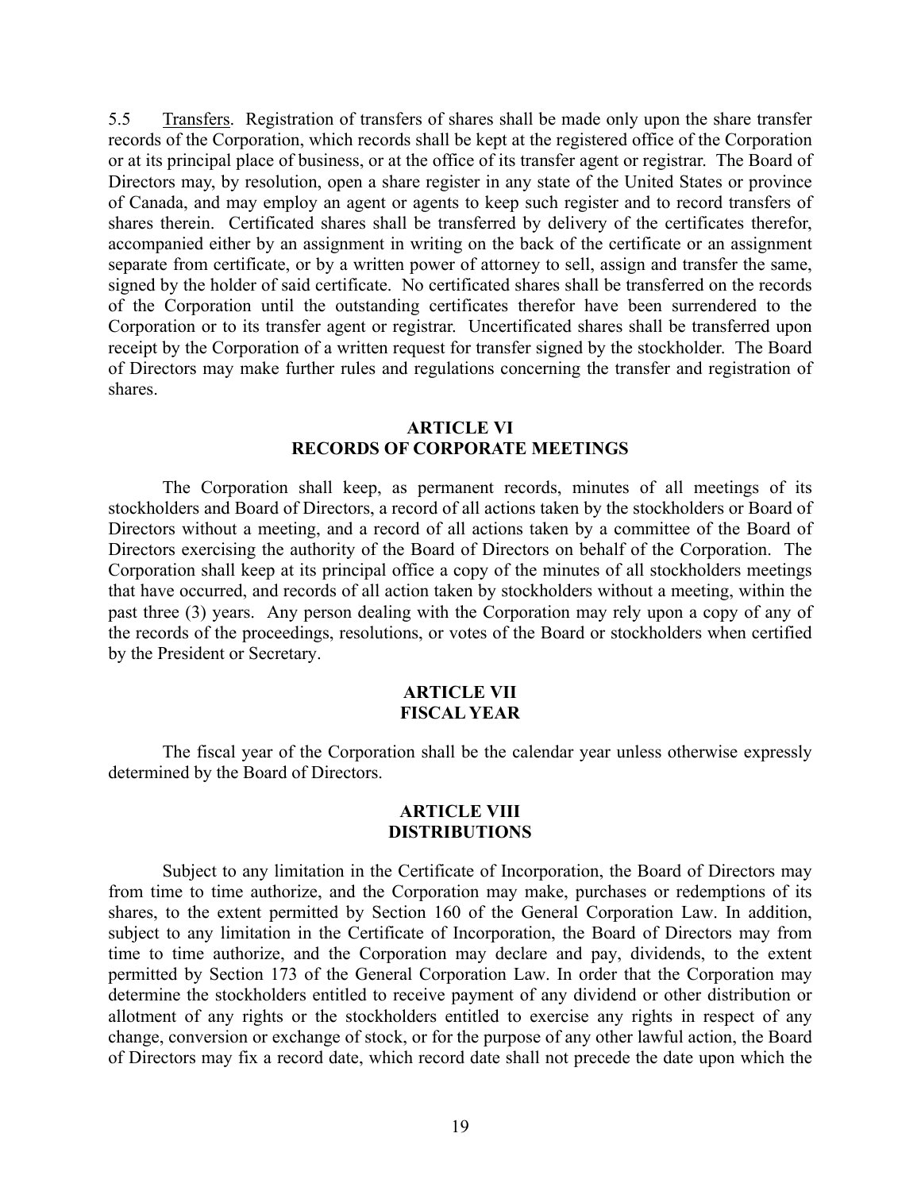5.5 Transfers. Registration of transfers of shares shall be made only upon the share transfer records of the Corporation, which records shall be kept at the registered office of the Corporation or at its principal place of business, or at the office of its transfer agent or registrar. The Board of Directors may, by resolution, open a share register in any state of the United States or province of Canada, and may employ an agent or agents to keep such register and to record transfers of shares therein. Certificated shares shall be transferred by delivery of the certificates therefor, accompanied either by an assignment in writing on the back of the certificate or an assignment separate from certificate, or by a written power of attorney to sell, assign and transfer the same, signed by the holder of said certificate. No certificated shares shall be transferred on the records of the Corporation until the outstanding certificates therefor have been surrendered to the Corporation or to its transfer agent or registrar. Uncertificated shares shall be transferred upon receipt by the Corporation of a written request for transfer signed by the stockholder. The Board of Directors may make further rules and regulations concerning the transfer and registration of shares.

## ARTICLE VI
## RECORDS OF CORPORATE MEETINGS

The Corporation shall keep, as permanent records, minutes of all meetings of its stockholders and Board of Directors, a record of all actions taken by the stockholders or Board of Directors without a meeting, and a record of all actions taken by a committee of the Board of Directors exercising the authority of the Board of Directors on behalf of the Corporation. The Corporation shall keep at its principal office a copy of the minutes of all stockholders meetings that have occurred, and records of all action taken by stockholders without a meeting, within the past three (3) years. Any person dealing with the Corporation may rely upon a copy of any of the records of the proceedings, resolutions, or votes of the Board or stockholders when certified by the President or Secretary.

## ARTICLE VII
## FISCAL YEAR

The fiscal year of the Corporation shall be the calendar year unless otherwise expressly determined by the Board of Directors.

## ARTICLE VIII
## DISTRIBUTIONS

Subject to any limitation in the Certificate of Incorporation, the Board of Directors may from time to time authorize, and the Corporation may make, purchases or redemptions of its shares, to the extent permitted by Section 160 of the General Corporation Law. In addition, subject to any limitation in the Certificate of Incorporation, the Board of Directors may from time to time authorize, and the Corporation may declare and pay, dividends, to the extent permitted by Section 173 of the General Corporation Law. In order that the Corporation may determine the stockholders entitled to receive payment of any dividend or other distribution or allotment of any rights or the stockholders entitled to exercise any rights in respect of any change, conversion or exchange of stock, or for the purpose of any other lawful action, the Board of Directors may fix a record date, which record date shall not precede the date upon which the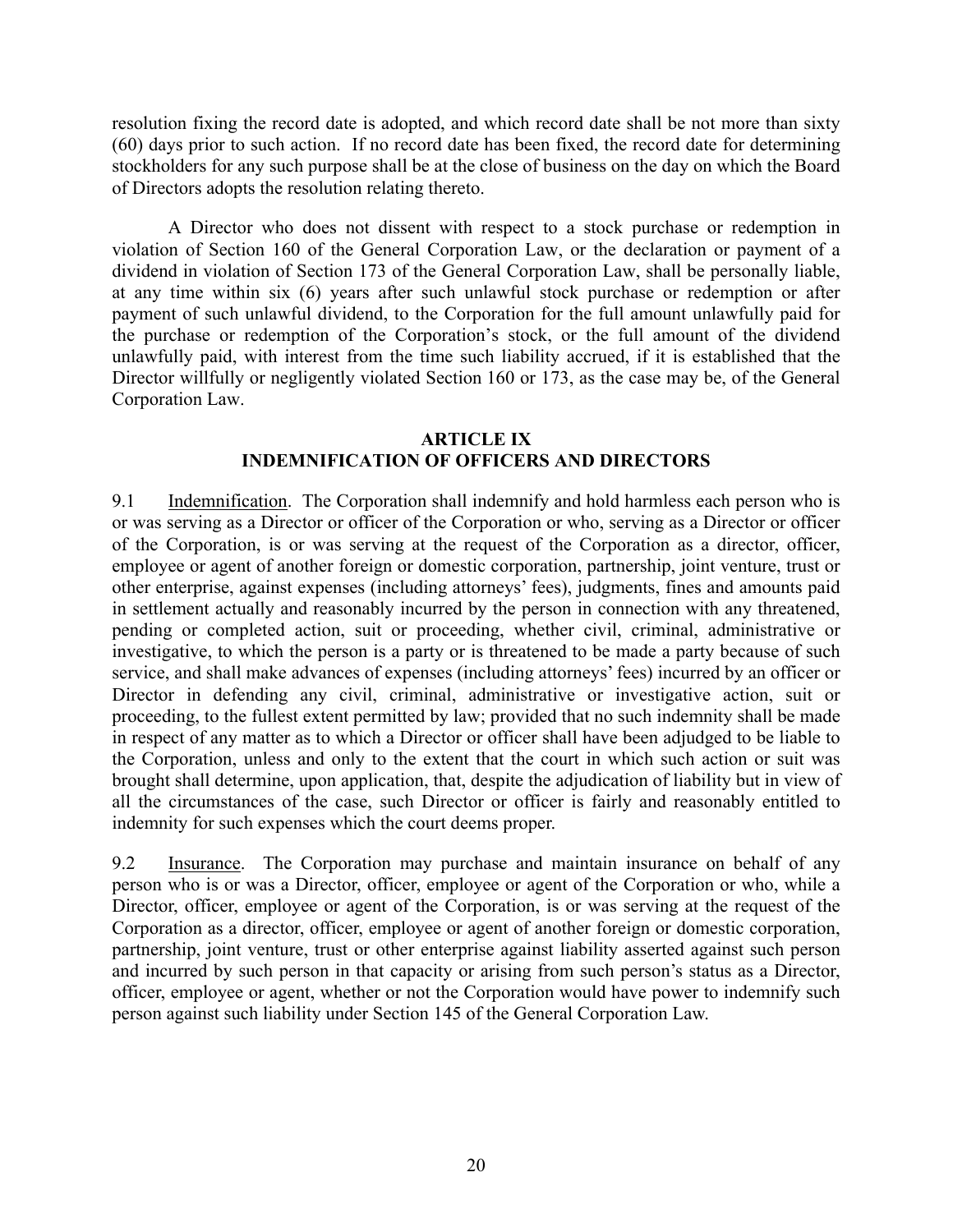resolution fixing the record date is adopted, and which record date shall be not more than sixty (60) days prior to such action. If no record date has been fixed, the record date for determining stockholders for any such purpose shall be at the close of business on the day on which the Board of Directors adopts the resolution relating thereto.

A Director who does not dissent with respect to a stock purchase or redemption in violation of Section 160 of the General Corporation Law, or the declaration or payment of a dividend in violation of Section 173 of the General Corporation Law, shall be personally liable, at any time within six (6) years after such unlawful stock purchase or redemption or after payment of such unlawful dividend, to the Corporation for the full amount unlawfully paid for the purchase or redemption of the Corporation's stock, or the full amount of the dividend unlawfully paid, with interest from the time such liability accrued, if it is established that the Director willfully or negligently violated Section 160 or 173, as the case may be, of the General Corporation Law.

## ARTICLE IX
## INDEMNIFICATION OF OFFICERS AND DIRECTORS

9.1 Indemnification. The Corporation shall indemnify and hold harmless each person who is or was serving as a Director or officer of the Corporation or who, serving as a Director or officer of the Corporation, is or was serving at the request of the Corporation as a director, officer, employee or agent of another foreign or domestic corporation, partnership, joint venture, trust or other enterprise, against expenses (including attorneys' fees), judgments, fines and amounts paid in settlement actually and reasonably incurred by the person in connection with any threatened, pending or completed action, suit or proceeding, whether civil, criminal, administrative or investigative, to which the person is a party or is threatened to be made a party because of such service, and shall make advances of expenses (including attorneys' fees) incurred by an officer or Director in defending any civil, criminal, administrative or investigative action, suit or proceeding, to the fullest extent permitted by law; provided that no such indemnity shall be made in respect of any matter as to which a Director or officer shall have been adjudged to be liable to the Corporation, unless and only to the extent that the court in which such action or suit was brought shall determine, upon application, that, despite the adjudication of liability but in view of all the circumstances of the case, such Director or officer is fairly and reasonably entitled to indemnity for such expenses which the court deems proper.

9.2 Insurance. The Corporation may purchase and maintain insurance on behalf of any person who is or was a Director, officer, employee or agent of the Corporation or who, while a Director, officer, employee or agent of the Corporation, is or was serving at the request of the Corporation as a director, officer, employee or agent of another foreign or domestic corporation, partnership, joint venture, trust or other enterprise against liability asserted against such person and incurred by such person in that capacity or arising from such person's status as a Director, officer, employee or agent, whether or not the Corporation would have power to indemnify such person against such liability under Section 145 of the General Corporation Law.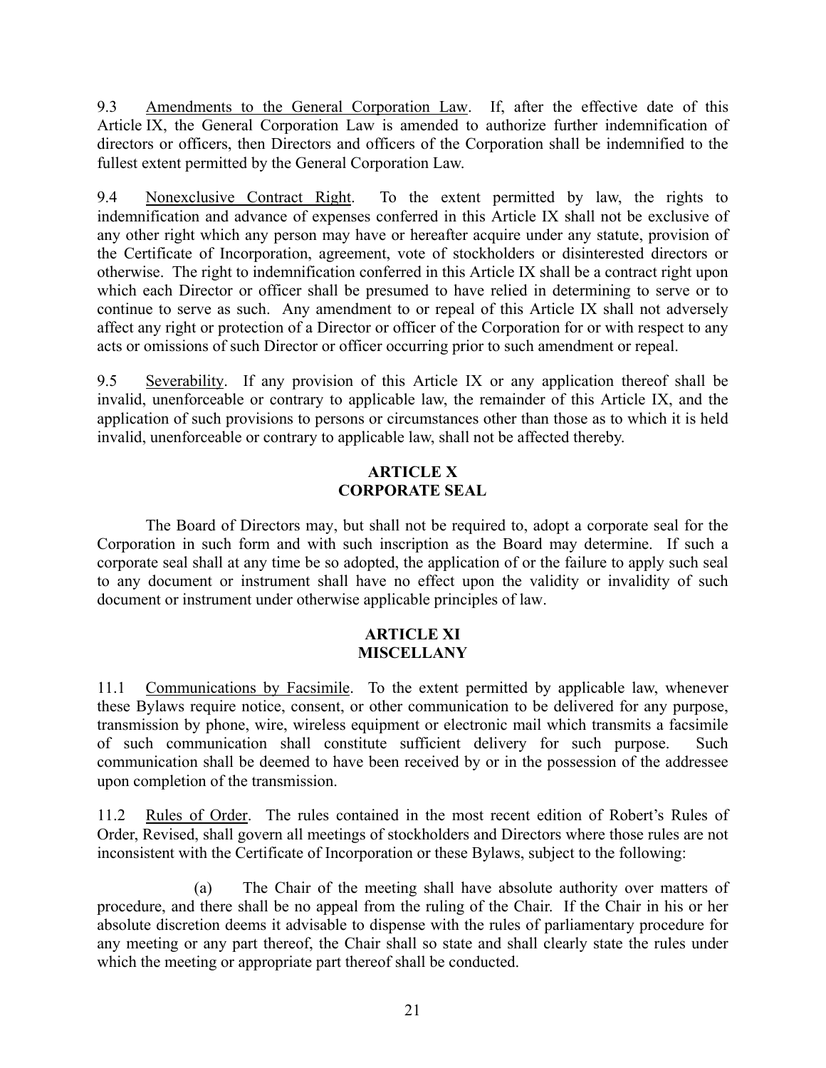9.3 Amendments to the General Corporation Law. If, after the effective date of this Article IX, the General Corporation Law is amended to authorize further indemnification of directors or officers, then Directors and officers of the Corporation shall be indemnified to the fullest extent permitted by the General Corporation Law.

9.4 Nonexclusive Contract Right. To the extent permitted by law, the rights to indemnification and advance of expenses conferred in this Article IX shall not be exclusive of any other right which any person may have or hereafter acquire under any statute, provision of the Certificate of Incorporation, agreement, vote of stockholders or disinterested directors or otherwise. The right to indemnification conferred in this Article IX shall be a contract right upon which each Director or officer shall be presumed to have relied in determining to serve or to continue to serve as such. Any amendment to or repeal of this Article IX shall not adversely affect any right or protection of a Director or officer of the Corporation for or with respect to any acts or omissions of such Director or officer occurring prior to such amendment or repeal.

9.5 Severability. If any provision of this Article IX or any application thereof shall be invalid, unenforceable or contrary to applicable law, the remainder of this Article IX, and the application of such provisions to persons or circumstances other than those as to which it is held invalid, unenforceable or contrary to applicable law, shall not be affected thereby.

## ARTICLE X
## CORPORATE SEAL

The Board of Directors may, but shall not be required to, adopt a corporate seal for the Corporation in such form and with such inscription as the Board may determine. If such a corporate seal shall at any time be so adopted, the application of or the failure to apply such seal to any document or instrument shall have no effect upon the validity or invalidity of such document or instrument under otherwise applicable principles of law.

## ARTICLE XI
## MISCELLANY

11.1 Communications by Facsimile. To the extent permitted by applicable law, whenever these Bylaws require notice, consent, or other communication to be delivered for any purpose, transmission by phone, wire, wireless equipment or electronic mail which transmits a facsimile of such communication shall constitute sufficient delivery for such purpose. Such communication shall be deemed to have been received by or in the possession of the addressee upon completion of the transmission.

11.2 Rules of Order. The rules contained in the most recent edition of Robert's Rules of Order, Revised, shall govern all meetings of stockholders and Directors where those rules are not inconsistent with the Certificate of Incorporation or these Bylaws, subject to the following:

(a) The Chair of the meeting shall have absolute authority over matters of procedure, and there shall be no appeal from the ruling of the Chair. If the Chair in his or her absolute discretion deems it advisable to dispense with the rules of parliamentary procedure for any meeting or any part thereof, the Chair shall so state and shall clearly state the rules under which the meeting or appropriate part thereof shall be conducted.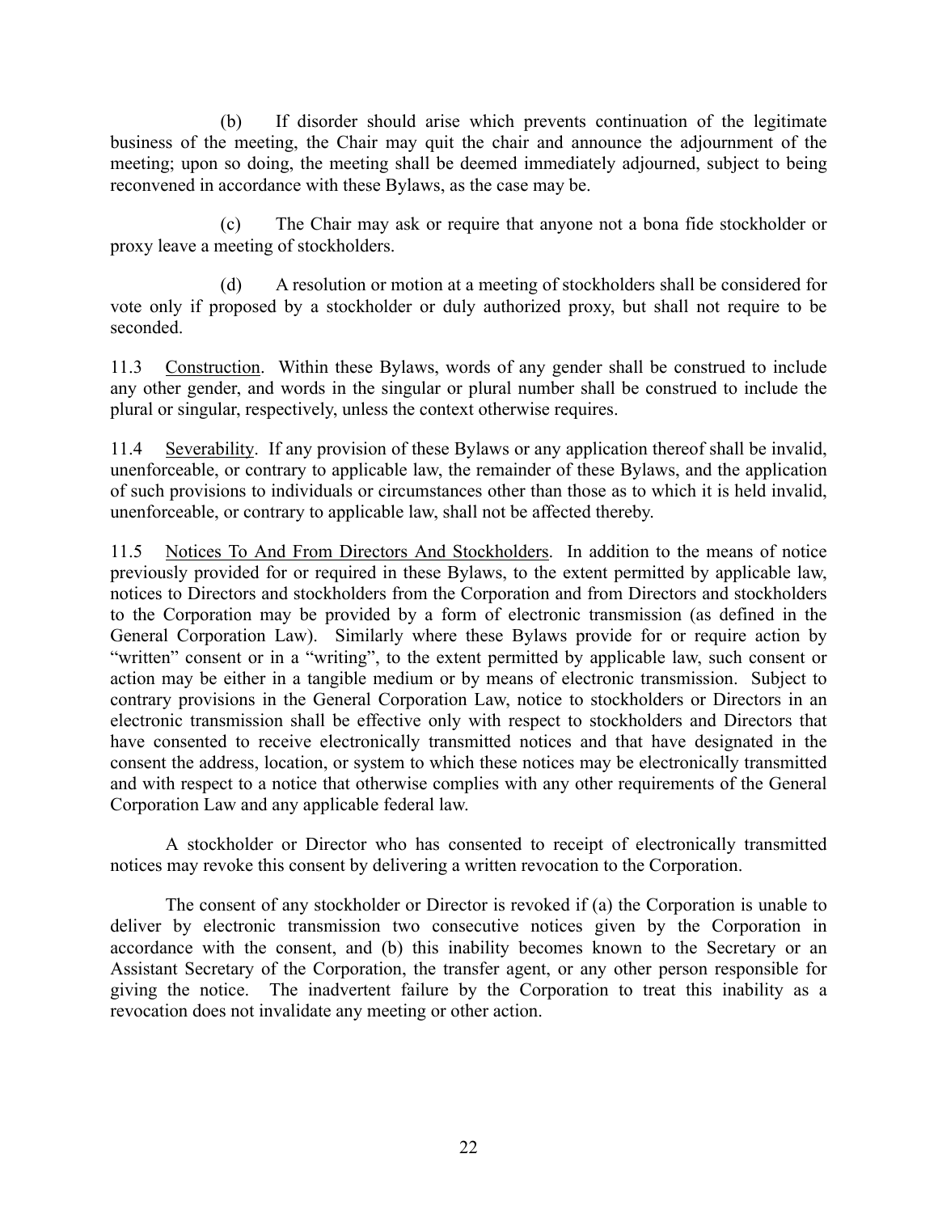(b) If disorder should arise which prevents continuation of the legitimate business of the meeting, the Chair may quit the chair and announce the adjournment of the meeting; upon so doing, the meeting shall be deemed immediately adjourned, subject to being reconvened in accordance with these Bylaws, as the case may be.

(c) The Chair may ask or require that anyone not a bona fide stockholder or proxy leave a meeting of stockholders.

(d) A resolution or motion at a meeting of stockholders shall be considered for vote only if proposed by a stockholder or duly authorized proxy, but shall not require to be seconded.

11.3 Construction. Within these Bylaws, words of any gender shall be construed to include any other gender, and words in the singular or plural number shall be construed to include the plural or singular, respectively, unless the context otherwise requires.

11.4 Severability. If any provision of these Bylaws or any application thereof shall be invalid, unenforceable, or contrary to applicable law, the remainder of these Bylaws, and the application of such provisions to individuals or circumstances other than those as to which it is held invalid, unenforceable, or contrary to applicable law, shall not be affected thereby.

11.5 Notices To And From Directors And Stockholders. In addition to the means of notice previously provided for or required in these Bylaws, to the extent permitted by applicable law, notices to Directors and stockholders from the Corporation and from Directors and stockholders to the Corporation may be provided by a form of electronic transmission (as defined in the General Corporation Law). Similarly where these Bylaws provide for or require action by "written" consent or in a "writing", to the extent permitted by applicable law, such consent or action may be either in a tangible medium or by means of electronic transmission. Subject to contrary provisions in the General Corporation Law, notice to stockholders or Directors in an electronic transmission shall be effective only with respect to stockholders and Directors that have consented to receive electronically transmitted notices and that have designated in the consent the address, location, or system to which these notices may be electronically transmitted and with respect to a notice that otherwise complies with any other requirements of the General Corporation Law and any applicable federal law.

A stockholder or Director who has consented to receipt of electronically transmitted notices may revoke this consent by delivering a written revocation to the Corporation.

The consent of any stockholder or Director is revoked if (a) the Corporation is unable to deliver by electronic transmission two consecutive notices given by the Corporation in accordance with the consent, and (b) this inability becomes known to the Secretary or an Assistant Secretary of the Corporation, the transfer agent, or any other person responsible for giving the notice. The inadvertent failure by the Corporation to treat this inability as a revocation does not invalidate any meeting or other action.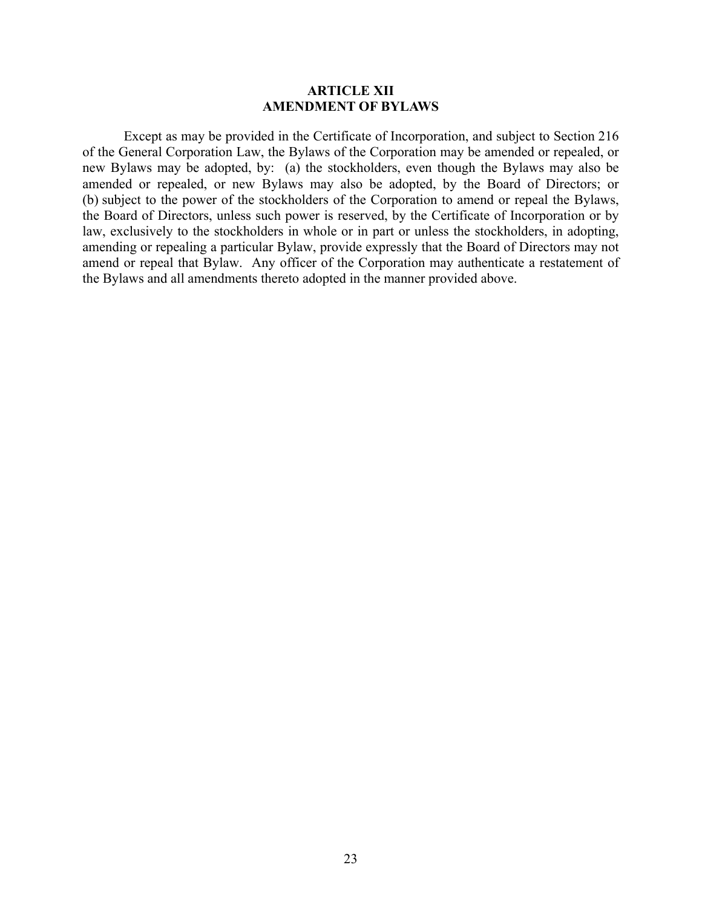## ARTICLE XII
## AMENDMENT OF BYLAWS

Except as may be provided in the Certificate of Incorporation, and subject to Section 216 of the General Corporation Law, the Bylaws of the Corporation may be amended or repealed, or new Bylaws may be adopted, by: (a) the stockholders, even though the Bylaws may also be amended or repealed, or new Bylaws may also be adopted, by the Board of Directors; or (b) subject to the power of the stockholders of the Corporation to amend or repeal the Bylaws, the Board of Directors, unless such power is reserved, by the Certificate of Incorporation or by law, exclusively to the stockholders in whole or in part or unless the stockholders, in adopting, amending or repealing a particular Bylaw, provide expressly that the Board of Directors may not amend or repeal that Bylaw. Any officer of the Corporation may authenticate a restatement of the Bylaws and all amendments thereto adopted in the manner provided above.